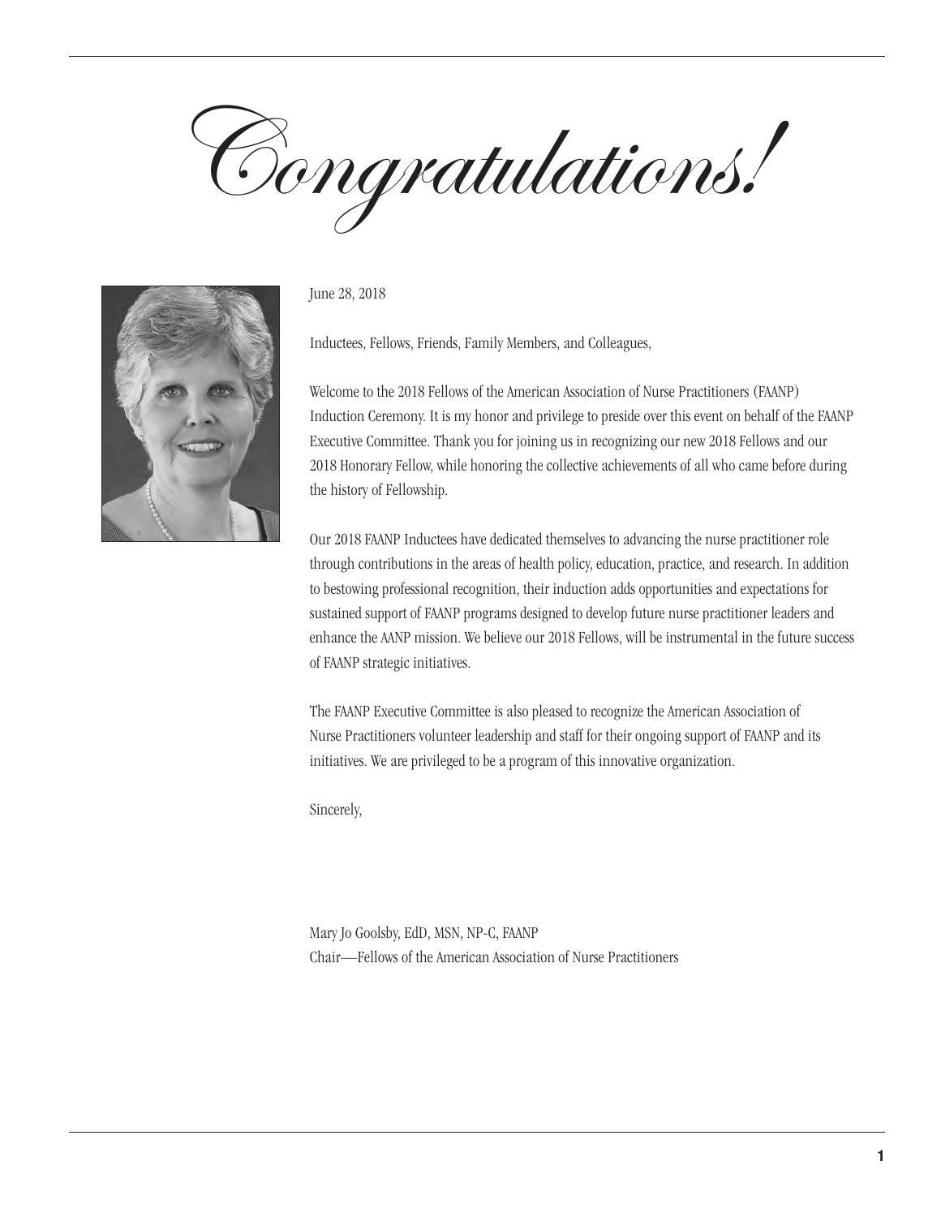# Congratulations!

June 28, 2018

Inductees, Fellows, Friends, Family Members, and Colleagues,

Welcome to the 2018 Fellows of the American Association of Nurse Practitioners (FAANP) Induction Ceremony. It is my honor and privilege to preside over this event on behalf of the FAANP Executive Committee. Thank you for joining us in recognizing our new 2018 Fellows and our 2018 Honorary Fellow, while honoring the collective achievements of all who came before during the history of Fellowship.

Our 2018 FAANP Inductees have dedicated themselves to advancing the nurse practitioner role through contributions in the areas of health policy, education, practice, and research. In addition to bestowing professional recognition, their induction adds opportunities and expectations for sustained support of FAANP programs designed to develop future nurse practitioner leaders and enhance the AANP mission. We believe our 2018 Fellows, will be instrumental in the future success of FAANP strategic initiatives.

The FAANP Executive Committee is also pleased to recognize the American Association of Nurse Practitioners volunteer leadership and staff for their ongoing support of FAANP and its initiatives. We are privileged to be a program of this innovative organization.

Sincerely,

Mary Jo Goolsby, EdD, MSN, NP-C, FAANP
Chair—Fellows of the American Association of Nurse Practitioners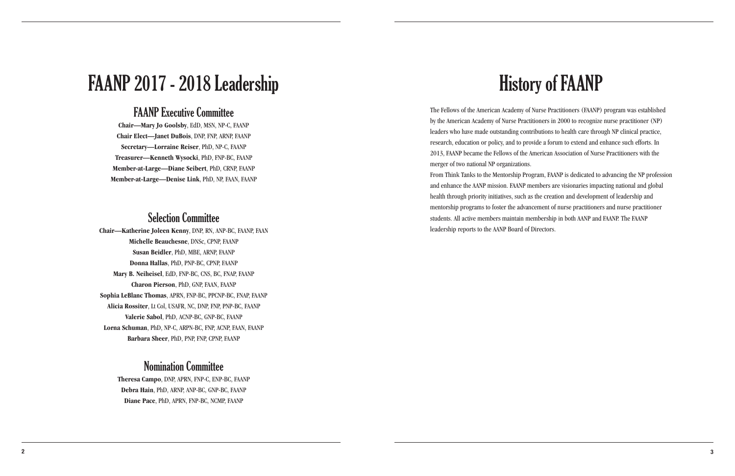# FAANP 2017 - 2018 Leadership

## FAANP Executive Committee

**Chair—Mary Jo Goolsby**, EdD, MSN, NP-C, FAANP
**Chair Elect—Janet DuBois**, DNP, FNP, ARNP, FAANP
**Secretary—Lorraine Reiser**, PhD, NP-C, FAANP
**Treasurer—Kenneth Wysocki**, PhD, FNP-BC, FAANP
**Member-at-Large—Diane Seibert**, PhD, CRNP, FAANP
**Member-at-Large—Denise Link**, PhD, NP, FAAN, FAANP

## Selection Committee

**Chair—Katherine Joleen Kenny**, DNP, RN, ANP-BC, FAANP, FAAN
**Michelle Beauchesne**, DNSc, CPNP, FAANP
**Susan Beidler**, PhD, MBE, ARNP, FAANP
**Donna Hallas**, PhD, PNP-BC, CPNP, FAANP
**Mary B. Neiheisel**, EdD, FNP-BC, CNS, BC, FNAP, FAANP
**Charon Pierson**, PhD, GNP, FAAN, FAANP
**Sophia LeBlanc Thomas**, APRN, FNP-BC, PPCNP-BC, FNAP, FAANP
**Alicia Rossiter**, Lt Col, USAFR, NC, DNP, FNP, PNP-BC, FAANP
**Valerie Sabol**, PhD, ACNP-BC, GNP-BC, FAANP
**Lorna Schuman**, PhD, NP-C, ARPN-BC, FNP, ACNP, FAAN, FAANP
**Barbara Sheer**, PhD, PNP, FNP, CPNP, FAANP

## Nomination Committee

**Theresa Campo**, DNP, APRN, FNP-C, ENP-BC, FAANP
**Debra Hain**, PhD, ARNP, ANP-BC, GNP-BC, FAANP
**Diane Pace**, PhD, APRN, FNP-BC, NCMP, FAANP

# History of FAANP

The Fellows of the American Academy of Nurse Practitioners (FAANP) program was established by the American Academy of Nurse Practitioners in 2000 to recognize nurse practitioner (NP) leaders who have made outstanding contributions to health care through NP clinical practice, research, education or policy, and to provide a forum to extend and enhance such efforts. In 2013, FAANP became the Fellows of the American Association of Nurse Practitioners with the merger of two national NP organizations.

From Think Tanks to the Mentorship Program, FAANP is dedicated to advancing the NP profession and enhance the AANP mission. FAANP members are visionaries impacting national and global health through priority initiatives, such as the creation and development of leadership and mentorship programs to foster the advancement of nurse practitioners and nurse practitioner students. All active members maintain membership in both AANP and FAANP. The FAANP leadership reports to the AANP Board of Directors.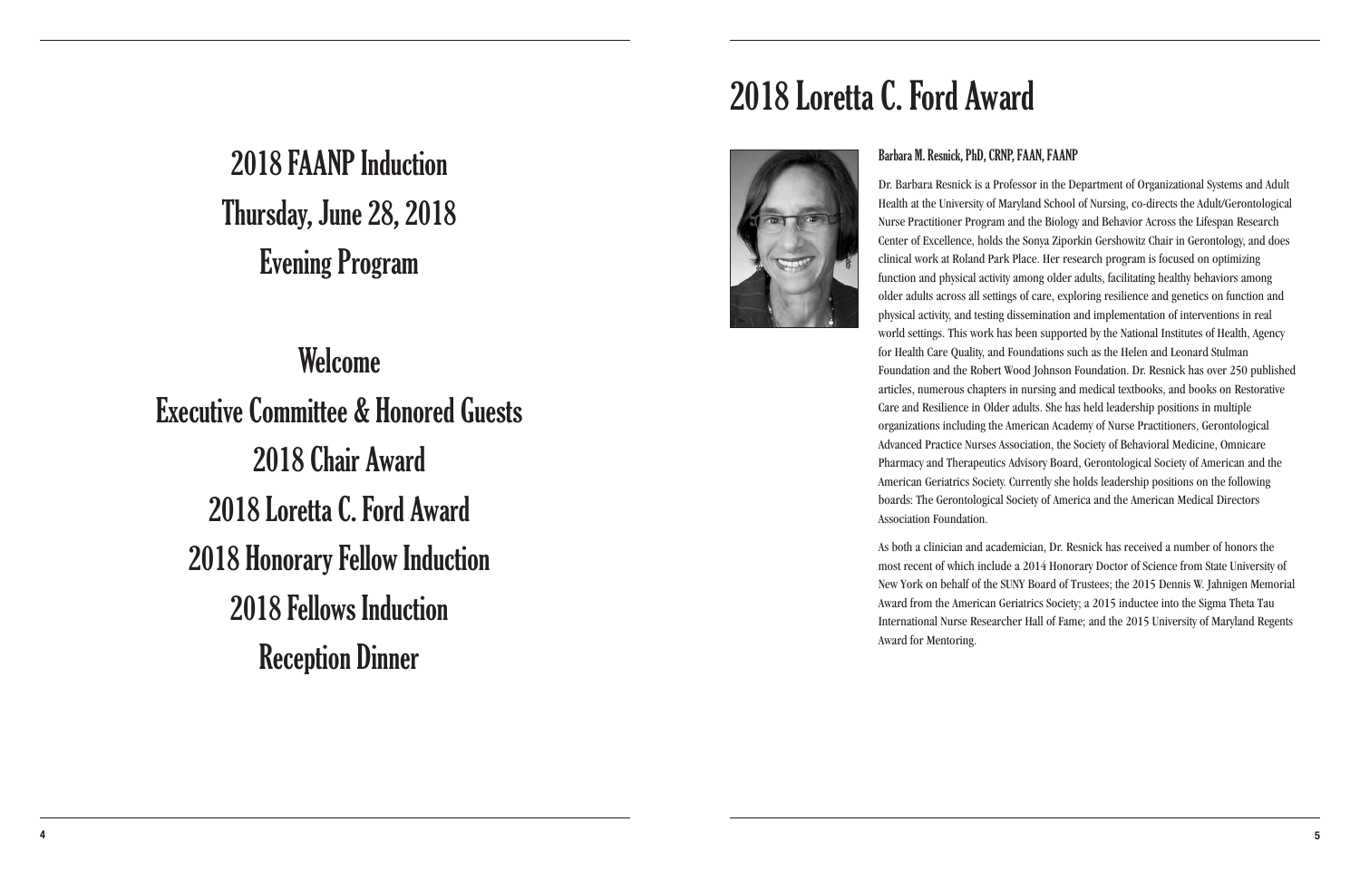# 2018 FAANP Induction
# Thursday, June 28, 2018
# Evening Program

## Welcome
## Executive Committee & Honored Guests
## 2018 Chair Award
## 2018 Loretta C. Ford Award
## 2018 Honorary Fellow Induction
## 2018 Fellows Induction
## Reception Dinner

# 2018 Loretta C. Ford Award

### Barbara M. Resnick, PhD, CRNP, FAAN, FAANP

Dr. Barbara Resnick is a Professor in the Department of Organizational Systems and Adult Health at the University of Maryland School of Nursing, co-directs the Adult/Gerontological Nurse Practitioner Program and the Biology and Behavior Across the Lifespan Research Center of Excellence, holds the Sonya Ziporkin Gershowitz Chair in Gerontology, and does clinical work at Roland Park Place. Her research program is focused on optimizing function and physical activity among older adults, facilitating healthy behaviors among older adults across all settings of care, exploring resilience and genetics on function and physical activity, and testing dissemination and implementation of interventions in real world settings. This work has been supported by the National Institutes of Health, Agency for Health Care Quality, and Foundations such as the Helen and Leonard Stulman Foundation and the Robert Wood Johnson Foundation. Dr. Resnick has over 250 published articles, numerous chapters in nursing and medical textbooks, and books on Restorative Care and Resilience in Older adults. She has held leadership positions in multiple organizations including the American Academy of Nurse Practitioners, Gerontological Advanced Practice Nurses Association, the Society of Behavioral Medicine, Omnicare Pharmacy and Therapeutics Advisory Board, Gerontological Society of American and the American Geriatrics Society. Currently she holds leadership positions on the following boards: The Gerontological Society of America and the American Medical Directors Association Foundation.

As both a clinician and academician, Dr. Resnick has received a number of honors the most recent of which include a 2014 Honorary Doctor of Science from State University of New York on behalf of the SUNY Board of Trustees; the 2015 Dennis W. Jahnigen Memorial Award from the American Geriatrics Society; a 2015 inductee into the Sigma Theta Tau International Nurse Researcher Hall of Fame; and the 2015 University of Maryland Regents Award for Mentoring.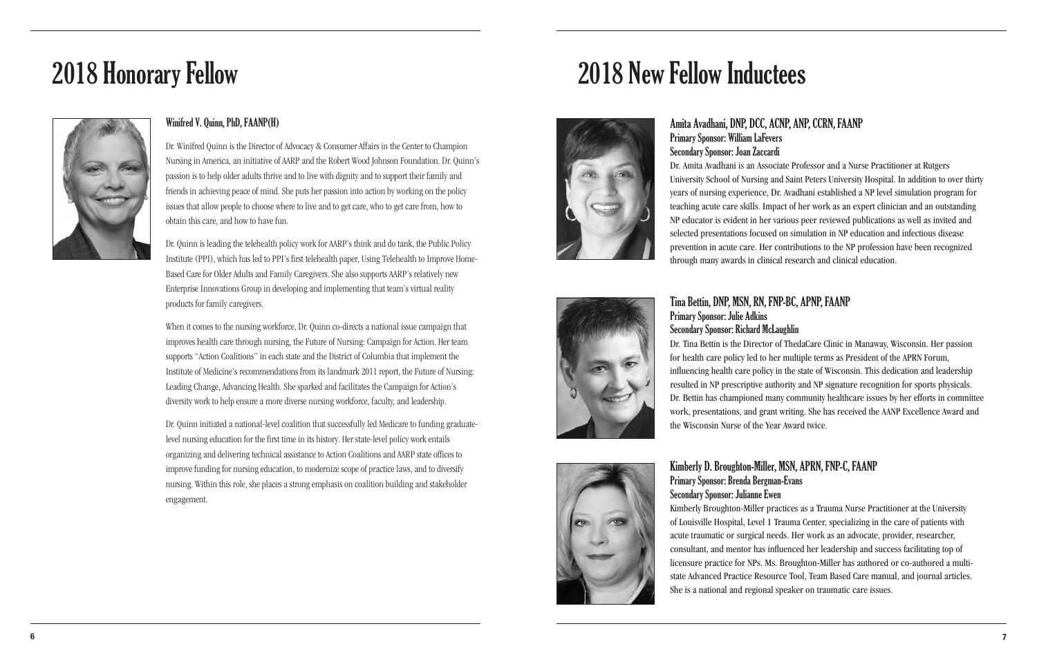# 2018 Honorary Fellow

### Winifred V. Quinn, PhD, FAANP(H)

Dr. Winifred Quinn is the Director of Advocacy & Consumer Affairs in the Center to Champion Nursing in America, an initiative of AARP and the Robert Wood Johnson Foundation. Dr. Quinn's passion is to help older adults thrive and to live with dignity and to support their family and friends in achieving peace of mind. She puts her passion into action by working on the policy issues that allow people to choose where to live and to get care, who to get care from, how to obtain this care, and how to have fun.

Dr. Quinn is leading the telehealth policy work for AARP's think and do tank, the Public Policy Institute (PPI), which has led to PPI's first telehealth paper, Using Telehealth to Improve Home-Based Care for Older Adults and Family Caregivers. She also supports AARP's relatively new Enterprise Innovations Group in developing and implementing that team's virtual reality products for family caregivers.

When it comes to the nursing workforce, Dr. Quinn co-directs a national issue campaign that improves health care through nursing, the Future of Nursing: Campaign for Action. Her team supports "Action Coalitions" in each state and the District of Columbia that implement the Institute of Medicine's recommendations from its landmark 2011 report, the Future of Nursing: Leading Change, Advancing Health. She sparked and facilitates the Campaign for Action's diversity work to help ensure a more diverse nursing workforce, faculty, and leadership.

Dr. Quinn initiated a national-level coalition that successfully led Medicare to funding graduate-level nursing education for the first time in its history. Her state-level policy work entails organizing and delivering technical assistance to Action Coalitions and AARP state offices to improve funding for nursing education, to modernize scope of practice laws, and to diversify nursing. Within this role, she places a strong emphasis on coalition building and stakeholder engagement.

# 2018 New Fellow Inductees

### Amita Avadhani, DNP, DCC, ACNP, ANP, CCRN, FAANP
**Primary Sponsor: William LaFevers**
**Secondary Sponsor: Joan Zaccardi**

Dr. Amita Avadhani is an Associate Professor and a Nurse Practitioner at Rutgers University School of Nursing and Saint Peters University Hospital. In addition to over thirty years of nursing experience, Dr. Avadhani established a NP level simulation program for teaching acute care skills. Impact of her work as an expert clinician and an outstanding NP educator is evident in her various peer reviewed publications as well as invited and selected presentations focused on simulation in NP education and infectious disease prevention in acute care. Her contributions to the NP profession have been recognized through many awards in clinical research and clinical education.

### Tina Bettin, DNP, MSN, RN, FNP-BC, APNP, FAANP
**Primary Sponsor: Julie Adkins**
**Secondary Sponsor: Richard McLaughlin**

Dr. Tina Bettin is the Director of ThedaCare Clinic in Manaway, Wisconsin. Her passion for health care policy led to her multiple terms as President of the APRN Forum, influencing health care policy in the state of Wisconsin. This dedication and leadership resulted in NP prescriptive authority and NP signature recognition for sports physicals. Dr. Bettin has championed many community healthcare issues by her efforts in committee work, presentations, and grant writing. She has received the AANP Excellence Award and the Wisconsin Nurse of the Year Award twice.

### Kimberly D. Broughton-Miller, MSN, APRN, FNP-C, FAANP
**Primary Sponsor: Brenda Bergman-Evans**
**Secondary Sponsor: Julianne Ewen**

Kimberly Broughton-Miller practices as a Trauma Nurse Practitioner at the University of Louisville Hospital, Level 1 Trauma Center, specializing in the care of patients with acute traumatic or surgical needs. Her work as an advocate, provider, researcher, consultant, and mentor has influenced her leadership and success facilitating top of licensure practice for NPs. Ms. Broughton-Miller has authored or co-authored a multi-state Advanced Practice Resource Tool, Team Based Care manual, and journal articles. She is a national and regional speaker on traumatic care issues.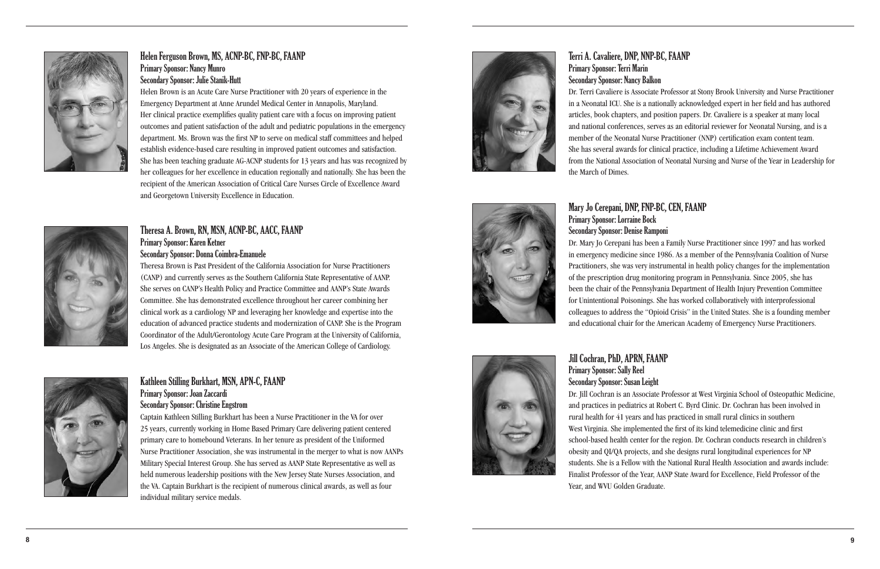### Helen Ferguson Brown, MS, ACNP-BC, FNP-BC, FAANP

**Primary Sponsor: Nancy Munro**
**Secondary Sponsor: Julie Stanik-Hutt**

Helen Brown is an Acute Care Nurse Practitioner with 20 years of experience in the Emergency Department at Anne Arundel Medical Center in Annapolis, Maryland. Her clinical practice exemplifies quality patient care with a focus on improving patient outcomes and patient satisfaction of the adult and pediatric populations in the emergency department. Ms. Brown was the first NP to serve on medical staff committees and helped establish evidence-based care resulting in improved patient outcomes and satisfaction. She has been teaching graduate AG-ACNP students for 13 years and has was recognized by her colleagues for her excellence in education regionally and nationally. She has been the recipient of the American Association of Critical Care Nurses Circle of Excellence Award and Georgetown University Excellence in Education.

### Theresa A. Brown, RN, MSN, ACNP-BC, AACC, FAANP

**Primary Sponsor: Karen Ketner**
**Secondary Sponsor: Donna Coimbra-Emanuele**

Theresa Brown is Past President of the California Association for Nurse Practitioners (CANP) and currently serves as the Southern California State Representative of AANP. She serves on CANP's Health Policy and Practice Committee and AANP's State Awards Committee. She has demonstrated excellence throughout her career combining her clinical work as a cardiology NP and leveraging her knowledge and expertise into the education of advanced practice students and modernization of CANP. She is the Program Coordinator of the Adult/Gerontology Acute Care Program at the University of California, Los Angeles. She is designated as an Associate of the American College of Cardiology.

### Kathleen Stilling Burkhart, MSN, APN-C, FAANP

**Primary Sponsor: Joan Zaccardi**
**Secondary Sponsor: Christine Engstrom**

Captain Kathleen Stilling Burkhart has been a Nurse Practitioner in the VA for over 25 years, currently working in Home Based Primary Care delivering patient centered primary care to homebound Veterans. In her tenure as president of the Uniformed Nurse Practitioner Association, she was instrumental in the merger to what is now AANPs Military Special Interest Group. She has served as AANP State Representative as well as held numerous leadership positions with the New Jersey State Nurses Association, and the VA. Captain Burkhart is the recipient of numerous clinical awards, as well as four individual military service medals.

### Terri A. Cavaliere, DNP, NNP-BC, FAANP

**Primary Sponsor: Terri Marin**
**Secondary Sponsor: Nancy Balkon**

Dr. Terri Cavaliere is Associate Professor at Stony Brook University and Nurse Practitioner in a Neonatal ICU. She is a nationally acknowledged expert in her field and has authored articles, book chapters, and position papers. Dr. Cavaliere is a speaker at many local and national conferences, serves as an editorial reviewer for Neonatal Nursing, and is a member of the Neonatal Nurse Practitioner (NNP) certification exam content team. She has several awards for clinical practice, including a Lifetime Achievement Award from the National Association of Neonatal Nursing and Nurse of the Year in Leadership for the March of Dimes.

### Mary Jo Cerepani, DNP, FNP-BC, CEN, FAANP

**Primary Sponsor: Lorraine Bock**
**Secondary Sponsor: Denise Ramponi**

Dr. Mary Jo Cerepani has been a Family Nurse Practitioner since 1997 and has worked in emergency medicine since 1986. As a member of the Pennsylvania Coalition of Nurse Practitioners, she was very instrumental in health policy changes for the implementation of the prescription drug monitoring program in Pennsylvania. Since 2005, she has been the chair of the Pennsylvania Department of Health Injury Prevention Committee for Unintentional Poisonings. She has worked collaboratively with interprofessional colleagues to address the "Opioid Crisis" in the United States. She is a founding member and educational chair for the American Academy of Emergency Nurse Practitioners.

### Jill Cochran, PhD, APRN, FAANP

**Primary Sponsor: Sally Reel**
**Secondary Sponsor: Susan Leight**

Dr. Jill Cochran is an Associate Professor at West Virginia School of Osteopathic Medicine, and practices in pediatrics at Robert C. Byrd Clinic. Dr. Cochran has been involved in rural health for 41 years and has practiced in small rural clinics in southern West Virginia. She implemented the first of its kind telemedicine clinic and first school-based health center for the region. Dr. Cochran conducts research in children's obesity and QI/QA projects, and she designs rural longitudinal experiences for NP students. She is a Fellow with the National Rural Health Association and awards include: Finalist Professor of the Year, AANP State Award for Excellence, Field Professor of the Year, and WVU Golden Graduate.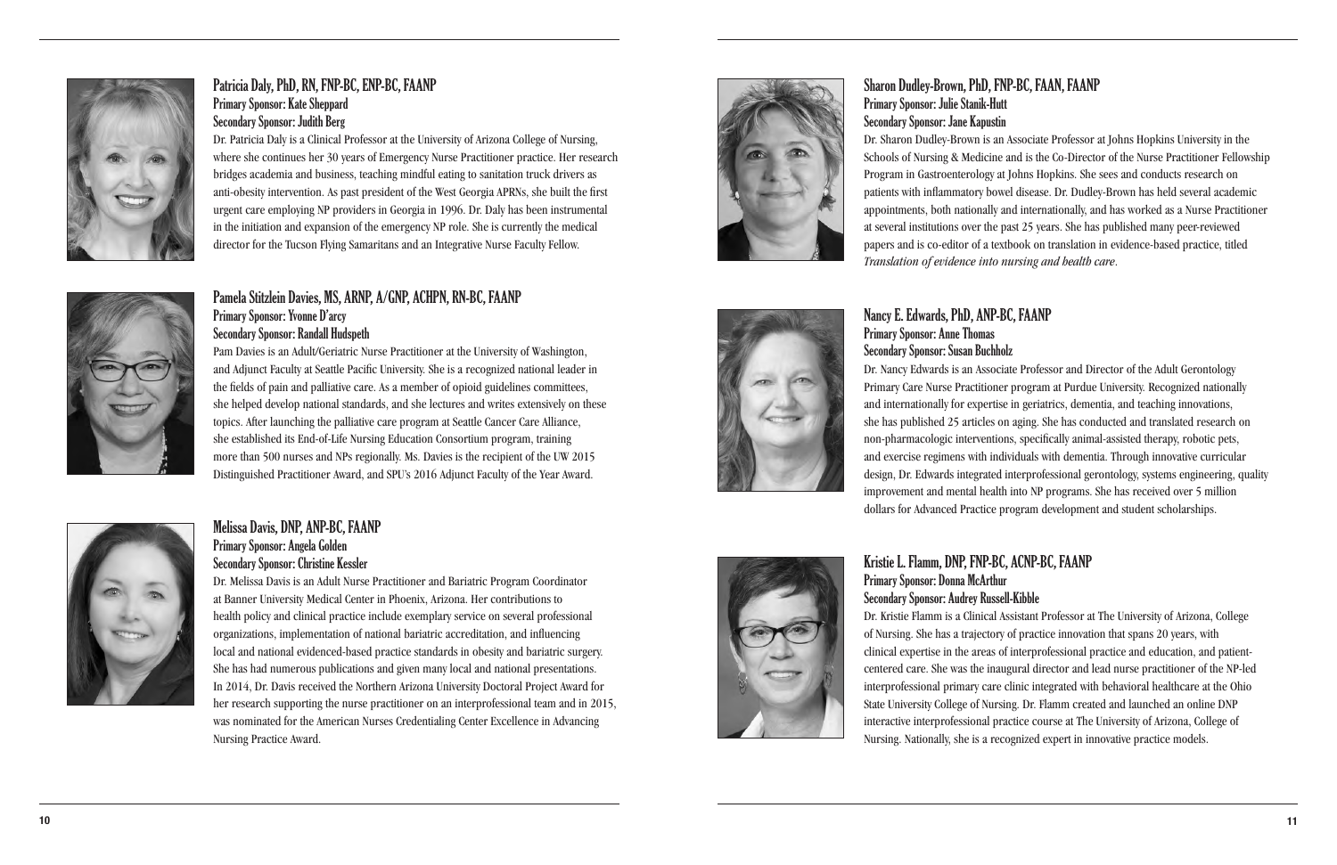## Patricia Daly, PhD, RN, FNP-BC, ENP-BC, FAANP

**Primary Sponsor: Kate Sheppard**
**Secondary Sponsor: Judith Berg**

Dr. Patricia Daly is a Clinical Professor at the University of Arizona College of Nursing, where she continues her 30 years of Emergency Nurse Practitioner practice. Her research bridges academia and business, teaching mindful eating to sanitation truck drivers as anti-obesity intervention. As past president of the West Georgia APRNs, she built the first urgent care employing NP providers in Georgia in 1996. Dr. Daly has been instrumental in the initiation and expansion of the emergency NP role. She is currently the medical director for the Tucson Flying Samaritans and an Integrative Nurse Faculty Fellow.

## Pamela Stitzlein Davies, MS, ARNP, A/GNP, ACHPN, RN-BC, FAANP

**Primary Sponsor: Yvonne D'arcy**
**Secondary Sponsor: Randall Hudspeth**

Pam Davies is an Adult/Geriatric Nurse Practitioner at the University of Washington, and Adjunct Faculty at Seattle Pacific University. She is a recognized national leader in the fields of pain and palliative care. As a member of opioid guidelines committees, she helped develop national standards, and she lectures and writes extensively on these topics. After launching the palliative care program at Seattle Cancer Care Alliance, she established its End-of-Life Nursing Education Consortium program, training more than 500 nurses and NPs regionally. Ms. Davies is the recipient of the UW 2015 Distinguished Practitioner Award, and SPU's 2016 Adjunct Faculty of the Year Award.

## Melissa Davis, DNP, ANP-BC, FAANP

**Primary Sponsor: Angela Golden**
**Secondary Sponsor: Christine Kessler**

Dr. Melissa Davis is an Adult Nurse Practitioner and Bariatric Program Coordinator at Banner University Medical Center in Phoenix, Arizona. Her contributions to health policy and clinical practice include exemplary service on several professional organizations, implementation of national bariatric accreditation, and influencing local and national evidenced-based practice standards in obesity and bariatric surgery. She has had numerous publications and given many local and national presentations. In 2014, Dr. Davis received the Northern Arizona University Doctoral Project Award for her research supporting the nurse practitioner on an interprofessional team and in 2015, was nominated for the American Nurses Credentialing Center Excellence in Advancing Nursing Practice Award.

## Sharon Dudley-Brown, PhD, FNP-BC, FAAN, FAANP

**Primary Sponsor: Julie Stanik-Hutt**
**Secondary Sponsor: Jane Kapustin**

Dr. Sharon Dudley-Brown is an Associate Professor at Johns Hopkins University in the Schools of Nursing & Medicine and is the Co-Director of the Nurse Practitioner Fellowship Program in Gastroenterology at Johns Hopkins. She sees and conducts research on patients with inflammatory bowel disease. Dr. Dudley-Brown has held several academic appointments, both nationally and internationally, and has worked as a Nurse Practitioner at several institutions over the past 25 years. She has published many peer-reviewed papers and is co-editor of a textbook on translation in evidence-based practice, titled *Translation of evidence into nursing and health care*.

## Nancy E. Edwards, PhD, ANP-BC, FAANP

**Primary Sponsor: Anne Thomas**
**Secondary Sponsor: Susan Buchholz**

Dr. Nancy Edwards is an Associate Professor and Director of the Adult Gerontology Primary Care Nurse Practitioner program at Purdue University. Recognized nationally and internationally for expertise in geriatrics, dementia, and teaching innovations, she has published 25 articles on aging. She has conducted and translated research on non-pharmacologic interventions, specifically animal-assisted therapy, robotic pets, and exercise regimens with individuals with dementia. Through innovative curricular design, Dr. Edwards integrated interprofessional gerontology, systems engineering, quality improvement and mental health into NP programs. She has received over 5 million dollars for Advanced Practice program development and student scholarships.

## Kristie L. Flamm, DNP, FNP-BC, ACNP-BC, FAANP

**Primary Sponsor: Donna McArthur**
**Secondary Sponsor: Audrey Russell-Kibble**

Dr. Kristie Flamm is a Clinical Assistant Professor at The University of Arizona, College of Nursing. She has a trajectory of practice innovation that spans 20 years, with clinical expertise in the areas of interprofessional practice and education, and patient-centered care. She was the inaugural director and lead nurse practitioner of the NP-led interprofessional primary care clinic integrated with behavioral healthcare at the Ohio State University College of Nursing. Dr. Flamm created and launched an online DNP interactive interprofessional practice course at The University of Arizona, College of Nursing. Nationally, she is a recognized expert in innovative practice models.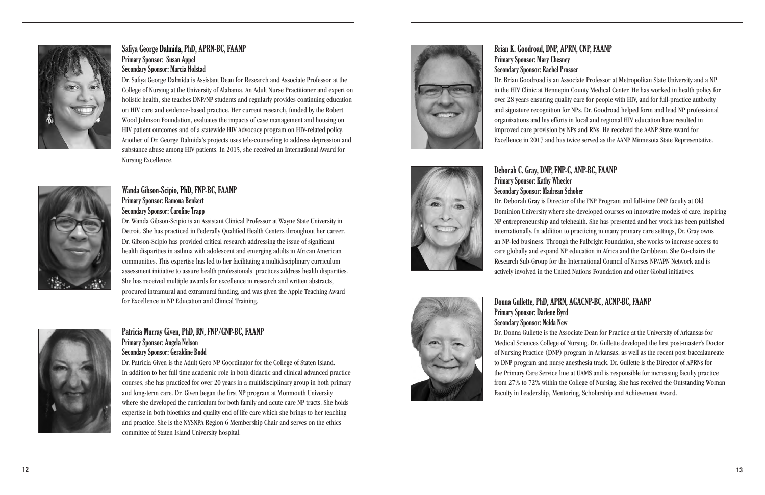### Safiya George Dalmida, PhD, APRN-BC, FAANP

**Primary Sponsor: Susan Appel**
**Secondary Sponsor: Marcia Holstad**

Dr. Safiya George Dalmida is Assistant Dean for Research and Associate Professor at the College of Nursing at the University of Alabama. An Adult Nurse Practitioner and expert on holistic health, she teaches DNP/NP students and regularly provides continuing education on HIV care and evidence-based practice. Her current research, funded by the Robert Wood Johnson Foundation, evaluates the impacts of case management and housing on HIV patient outcomes and of a statewide HIV Advocacy program on HIV-related policy. Another of Dr. George Dalmida's projects uses tele-counseling to address depression and substance abuse among HIV patients. In 2015, she received an International Award for Nursing Excellence.

### Wanda Gibson-Scipio, PhD, FNP-BC, FAANP

**Primary Sponsor: Ramona Benkert**
**Secondary Sponsor: Caroline Trapp**

Dr. Wanda Gibson-Scipio is an Assistant Clinical Professor at Wayne State University in Detroit. She has practiced in Federally Qualified Health Centers throughout her career. Dr. Gibson-Scipio has provided critical research addressing the issue of significant health disparities in asthma with adolescent and emerging adults in African American communities. This expertise has led to her facilitating a multidisciplinary curriculum assessment initiative to assure health professionals' practices address health disparities. She has received multiple awards for excellence in research and written abstracts, procured intramural and extramural funding, and was given the Apple Teaching Award for Excellence in NP Education and Clinical Training.

### Patricia Murray Given, PhD, RN, FNP/GNP-BC, FAANP

**Primary Sponsor: Angela Nelson**
**Secondary Sponsor: Geraldine Budd**

Dr. Patricia Given is the Adult Gero NP Coordinator for the College of Staten Island. In addition to her full time academic role in both didactic and clinical advanced practice courses, she has practiced for over 20 years in a multidisciplinary group in both primary and long-term care. Dr. Given began the first NP program at Monmouth University where she developed the curriculum for both family and acute care NP tracts. She holds expertise in both bioethics and quality end of life care which she brings to her teaching and practice. She is the NYSNPA Region 6 Membership Chair and serves on the ethics committee of Staten Island University hospital.

### Brian K. Goodroad, DNP, APRN, CNP, FAANP

**Primary Sponsor: Mary Chesney**
**Secondary Sponsor: Rachel Prosser**

Dr. Brian Goodroad is an Associate Professor at Metropolitan State University and a NP in the HIV Clinic at Hennepin County Medical Center. He has worked in health policy for over 28 years ensuring quality care for people with HIV, and for full-practice authority and signature recognition for NPs. Dr. Goodroad helped form and lead NP professional organizations and his efforts in local and regional HIV education have resulted in improved care provision by NPs and RNs. He received the AANP State Award for Excellence in 2017 and has twice served as the AANP Minnesota State Representative.

### Deborah C. Gray, DNP, FNP-C, ANP-BC, FAANP

**Primary Sponsor: Kathy Wheeler**
**Secondary Sponsor: Madrean Schober**

Dr. Deborah Gray is Director of the FNP Program and full-time DNP faculty at Old Dominion University where she developed courses on innovative models of care, inspiring NP entrepreneurship and telehealth. She has presented and her work has been published internationally. In addition to practicing in many primary care settings, Dr. Gray owns an NP-led business. Through the Fulbright Foundation, she works to increase access to care globally and expand NP education in Africa and the Caribbean. She Co-chairs the Research Sub-Group for the International Council of Nurses NP/APN Network and is actively involved in the United Nations Foundation and other Global initiatives.

### Donna Gullette, PhD, APRN, AGACNP-BC, ACNP-BC, FAANP

**Primary Sponsor: Darlene Byrd**
**Secondary Sponsor: Nelda New**

Dr. Donna Gullette is the Associate Dean for Practice at the University of Arkansas for Medical Sciences College of Nursing. Dr. Gullette developed the first post-master's Doctor of Nursing Practice (DNP) program in Arkansas, as well as the recent post-baccalaureate to DNP program and nurse anesthesia track. Dr. Gullette is the Director of APRNs for the Primary Care Service line at UAMS and is responsible for increasing faculty practice from 27% to 72% within the College of Nursing. She has received the Outstanding Woman Faculty in Leadership, Mentoring, Scholarship and Achievement Award.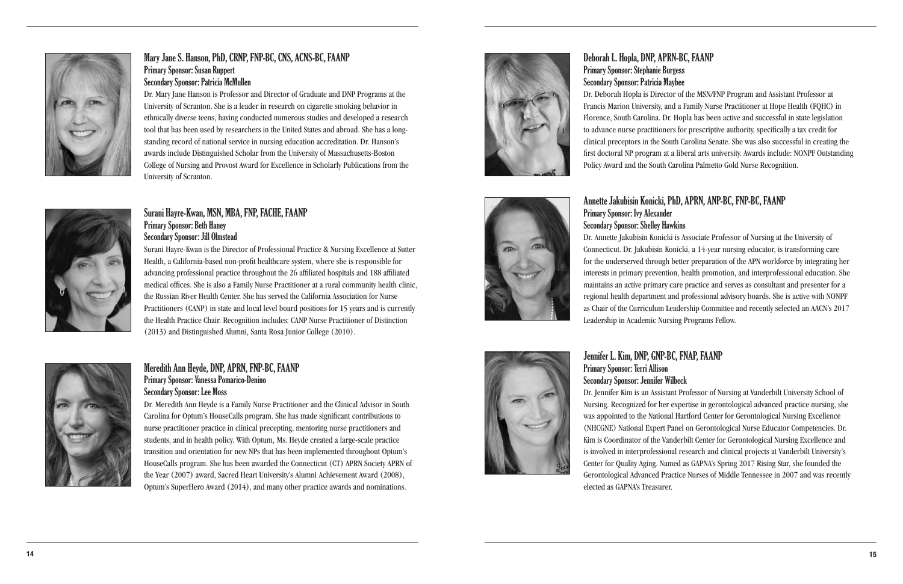## Mary Jane S. Hanson, PhD, CRNP, FNP-BC, CNS, ACNS-BC, FAANP

**Primary Sponsor: Susan Ruppert**
**Secondary Sponsor: Patricia McMullen**

Dr. Mary Jane Hanson is Professor and Director of Graduate and DNP Programs at the University of Scranton. She is a leader in research on cigarette smoking behavior in ethnically diverse teens, having conducted numerous studies and developed a research tool that has been used by researchers in the United States and abroad. She has a long-standing record of national service in nursing education accreditation. Dr. Hanson's awards include Distinguished Scholar from the University of Massachusetts-Boston College of Nursing and Provost Award for Excellence in Scholarly Publications from the University of Scranton.

## Surani Hayre-Kwan, MSN, MBA, FNP, FACHE, FAANP

**Primary Sponsor: Beth Haney**
**Secondary Sponsor: Jill Olmstead**

Surani Hayre-Kwan is the Director of Professional Practice & Nursing Excellence at Sutter Health, a California-based non-profit healthcare system, where she is responsible for advancing professional practice throughout the 26 affiliated hospitals and 188 affiliated medical offices. She is also a Family Nurse Practitioner at a rural community health clinic, the Russian River Health Center. She has served the California Association for Nurse Practitioners (CANP) in state and local level board positions for 15 years and is currently the Health Practice Chair. Recognition includes: CANP Nurse Practitioner of Distinction (2013) and Distinguished Alumni, Santa Rosa Junior College (2010).

## Meredith Ann Heyde, DNP, APRN, FNP-BC, FAANP

**Primary Sponsor: Vanessa Pomarico-Denino**
**Secondary Sponsor: Lee Moss**

Dr. Meredith Ann Heyde is a Family Nurse Practitioner and the Clinical Advisor in South Carolina for Optum's HouseCalls program. She has made significant contributions to nurse practitioner practice in clinical precepting, mentoring nurse practitioners and students, and in health policy. With Optum, Ms. Heyde created a large-scale practice transition and orientation for new NPs that has been implemented throughout Optum's HouseCalls program. She has been awarded the Connecticut (CT) APRN Society APRN of the Year (2007) award, Sacred Heart University's Alumni Achievement Award (2008), Optum's SuperHero Award (2014), and many other practice awards and nominations.

## Deborah L. Hopla, DNP, APRN-BC, FAANP

**Primary Sponsor: Stephanie Burgess**
**Secondary Sponsor: Patricia Maybee**

Dr. Deborah Hopla is Director of the MSN/FNP Program and Assistant Professor at Francis Marion University, and a Family Nurse Practitioner at Hope Health (FQHC) in Florence, South Carolina. Dr. Hopla has been active and successful in state legislation to advance nurse practitioners for prescriptive authority, specifically a tax credit for clinical preceptors in the South Carolina Senate. She was also successful in creating the first doctoral NP program at a liberal arts university. Awards include: NONPF Outstanding Policy Award and the South Carolina Palmetto Gold Nurse Recognition.

## Annette Jakubisin Konicki, PhD, APRN, ANP-BC, FNP-BC, FAANP

**Primary Sponsor: Ivy Alexander**
**Secondary Sponsor: Shelley Hawkins**

Dr. Annette Jakubisin Konicki is Associate Professor of Nursing at the University of Connecticut. Dr. Jakubisin Konicki, a 14-year nursing educator, is transforming care for the underserved through better preparation of the APN workforce by integrating her interests in primary prevention, health promotion, and interprofessional education. She maintains an active primary care practice and serves as consultant and presenter for a regional health department and professional advisory boards. She is active with NONPF as Chair of the Curriculum Leadership Committee and recently selected an AACN's 2017 Leadership in Academic Nursing Programs Fellow.

## Jennifer L. Kim, DNP, GNP-BC, FNAP, FAANP

**Primary Sponsor: Terri Allison**
**Secondary Sponsor: Jennifer Wilbeck**

Dr. Jennifer Kim is an Assistant Professor of Nursing at Vanderbilt University School of Nursing. Recognized for her expertise in gerontological advanced practice nursing, she was appointed to the National Hartford Center for Gerontological Nursing Excellence (NHCGNE) National Expert Panel on Gerontological Nurse Educator Competencies. Dr. Kim is Coordinator of the Vanderbilt Center for Gerontological Nursing Excellence and is involved in interprofessional research and clinical projects at Vanderbilt University's Center for Quality Aging. Named as GAPNA's Spring 2017 Rising Star, she founded the Gerontological Advanced Practice Nurses of Middle Tennessee in 2007 and was recently elected as GAPNA's Treasurer.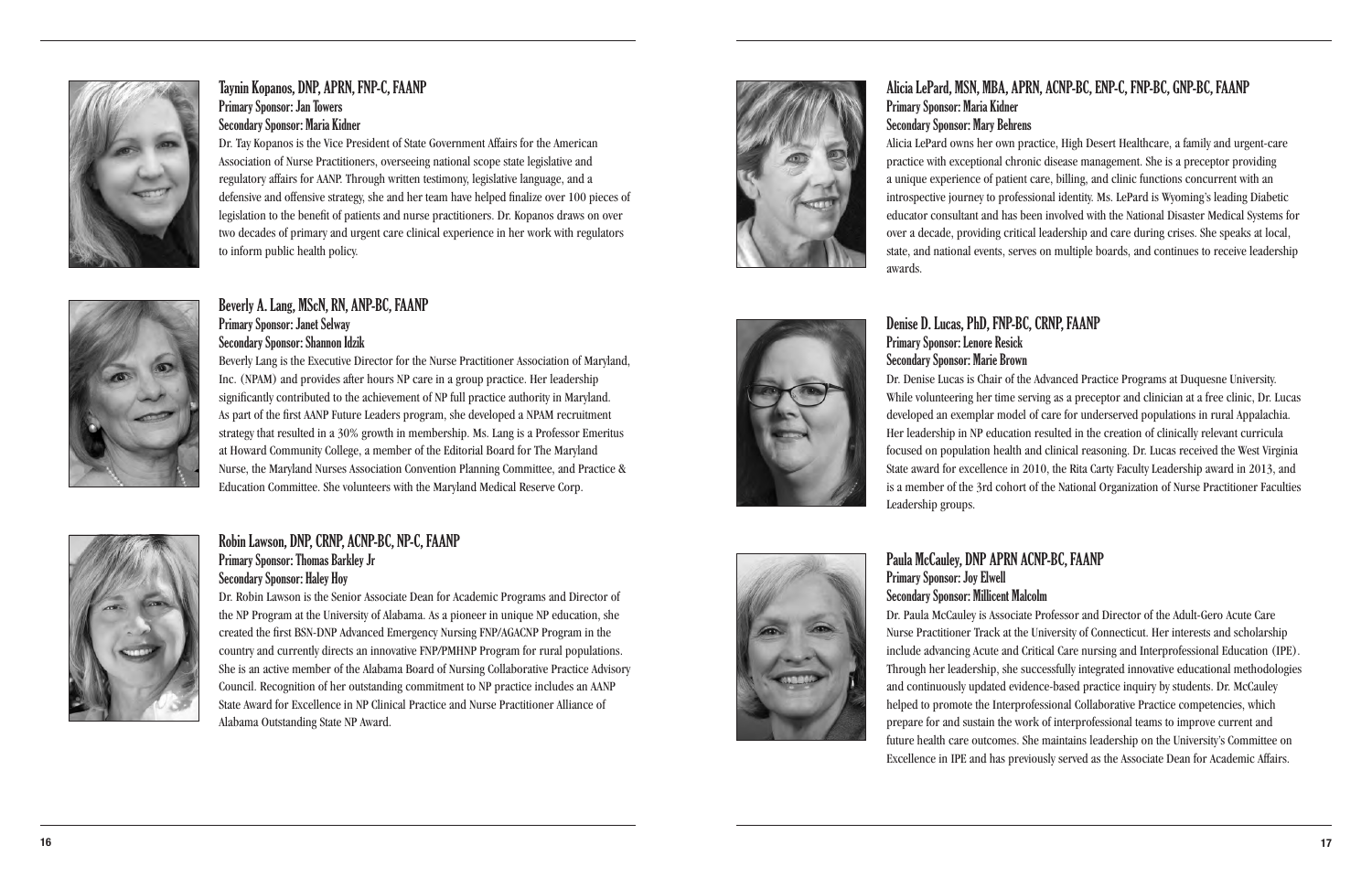## Taynin Kopanos, DNP, APRN, FNP-C, FAANP

**Primary Sponsor: Jan Towers**
**Secondary Sponsor: Maria Kidner**

Dr. Tay Kopanos is the Vice President of State Government Affairs for the American Association of Nurse Practitioners, overseeing national scope state legislative and regulatory affairs for AANP. Through written testimony, legislative language, and a defensive and offensive strategy, she and her team have helped finalize over 100 pieces of legislation to the benefit of patients and nurse practitioners. Dr. Kopanos draws on over two decades of primary and urgent care clinical experience in her work with regulators to inform public health policy.

## Beverly A. Lang, MScN, RN, ANP-BC, FAANP

**Primary Sponsor: Janet Selway**
**Secondary Sponsor: Shannon Idzik**

Beverly Lang is the Executive Director for the Nurse Practitioner Association of Maryland, Inc. (NPAM) and provides after hours NP care in a group practice. Her leadership significantly contributed to the achievement of NP full practice authority in Maryland. As part of the first AANP Future Leaders program, she developed a NPAM recruitment strategy that resulted in a 30% growth in membership. Ms. Lang is a Professor Emeritus at Howard Community College, a member of the Editorial Board for The Maryland Nurse, the Maryland Nurses Association Convention Planning Committee, and Practice & Education Committee. She volunteers with the Maryland Medical Reserve Corp.

## Robin Lawson, DNP, CRNP, ACNP-BC, NP-C, FAANP

**Primary Sponsor: Thomas Barkley Jr**
**Secondary Sponsor: Haley Hoy**

Dr. Robin Lawson is the Senior Associate Dean for Academic Programs and Director of the NP Program at the University of Alabama. As a pioneer in unique NP education, she created the first BSN-DNP Advanced Emergency Nursing FNP/AGACNP Program in the country and currently directs an innovative FNP/PMHNP Program for rural populations. She is an active member of the Alabama Board of Nursing Collaborative Practice Advisory Council. Recognition of her outstanding commitment to NP practice includes an AANP State Award for Excellence in NP Clinical Practice and Nurse Practitioner Alliance of Alabama Outstanding State NP Award.

## Alicia LePard, MSN, MBA, APRN, ACNP-BC, ENP-C, FNP-BC, GNP-BC, FAANP

**Primary Sponsor: Maria Kidner**
**Secondary Sponsor: Mary Behrens**

Alicia LePard owns her own practice, High Desert Healthcare, a family and urgent-care practice with exceptional chronic disease management. She is a preceptor providing a unique experience of patient care, billing, and clinic functions concurrent with an introspective journey to professional identity. Ms. LePard is Wyoming's leading Diabetic educator consultant and has been involved with the National Disaster Medical Systems for over a decade, providing critical leadership and care during crises. She speaks at local, state, and national events, serves on multiple boards, and continues to receive leadership awards.

## Denise D. Lucas, PhD, FNP-BC, CRNP, FAANP

**Primary Sponsor: Lenore Resick**
**Secondary Sponsor: Marie Brown**

Dr. Denise Lucas is Chair of the Advanced Practice Programs at Duquesne University. While volunteering her time serving as a preceptor and clinician at a free clinic, Dr. Lucas developed an exemplar model of care for underserved populations in rural Appalachia. Her leadership in NP education resulted in the creation of clinically relevant curricula focused on population health and clinical reasoning. Dr. Lucas received the West Virginia State award for excellence in 2010, the Rita Carty Faculty Leadership award in 2013, and is a member of the 3rd cohort of the National Organization of Nurse Practitioner Faculties Leadership groups.

## Paula McCauley, DNP APRN ACNP-BC, FAANP

**Primary Sponsor: Joy Elwell**
**Secondary Sponsor: Millicent Malcolm**

Dr. Paula McCauley is Associate Professor and Director of the Adult-Gero Acute Care Nurse Practitioner Track at the University of Connecticut. Her interests and scholarship include advancing Acute and Critical Care nursing and Interprofessional Education (IPE). Through her leadership, she successfully integrated innovative educational methodologies and continuously updated evidence-based practice inquiry by students. Dr. McCauley helped to promote the Interprofessional Collaborative Practice competencies, which prepare for and sustain the work of interprofessional teams to improve current and future health care outcomes. She maintains leadership on the University's Committee on Excellence in IPE and has previously served as the Associate Dean for Academic Affairs.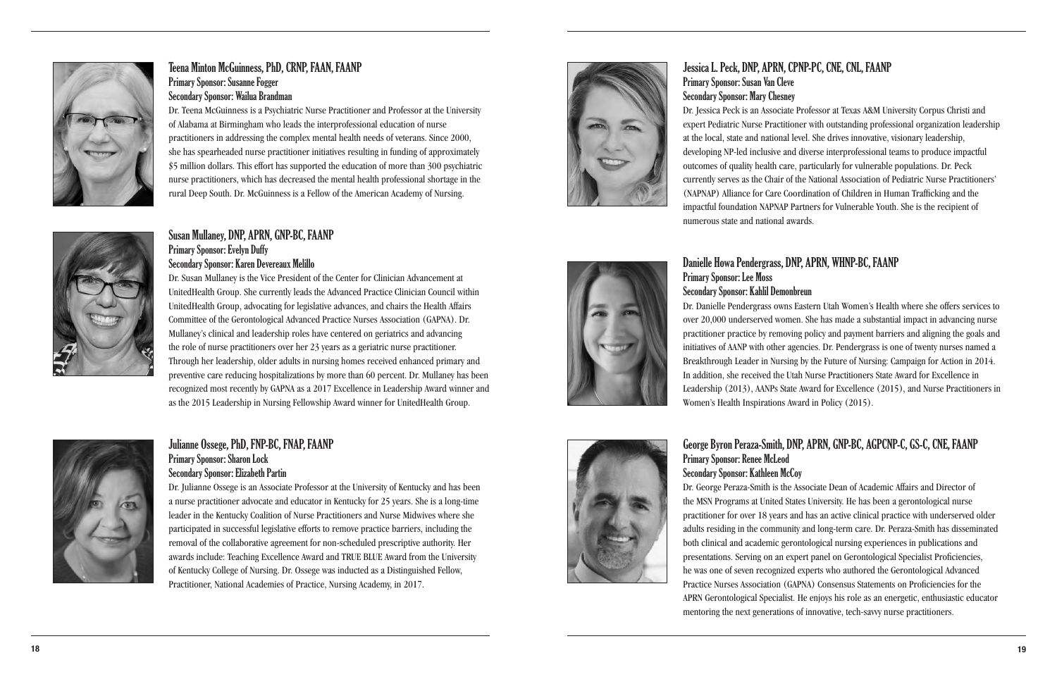## Teena Minton McGuinness, PhD, CRNP, FAAN, FAANP

**Primary Sponsor: Susanne Fogger**
**Secondary Sponsor: Wailua Brandman**

Dr. Teena McGuinness is a Psychiatric Nurse Practitioner and Professor at the University of Alabama at Birmingham who leads the interprofessional education of nurse practitioners in addressing the complex mental health needs of veterans. Since 2000, she has spearheaded nurse practitioner initiatives resulting in funding of approximately $5 million dollars. This effort has supported the education of more than 300 psychiatric nurse practitioners, which has decreased the mental health professional shortage in the rural Deep South. Dr. McGuinness is a Fellow of the American Academy of Nursing.

## Susan Mullaney, DNP, APRN, GNP-BC, FAANP

**Primary Sponsor: Evelyn Duffy**
**Secondary Sponsor: Karen Devereaux Melillo**

Dr. Susan Mullaney is the Vice President of the Center for Clinician Advancement at UnitedHealth Group. She currently leads the Advanced Practice Clinician Council within UnitedHealth Group, advocating for legislative advances, and chairs the Health Affairs Committee of the Gerontological Advanced Practice Nurses Association (GAPNA). Dr. Mullaney's clinical and leadership roles have centered on geriatrics and advancing the role of nurse practitioners over her 23 years as a geriatric nurse practitioner. Through her leadership, older adults in nursing homes received enhanced primary and preventive care reducing hospitalizations by more than 60 percent. Dr. Mullaney has been recognized most recently by GAPNA as a 2017 Excellence in Leadership Award winner and as the 2015 Leadership in Nursing Fellowship Award winner for UnitedHealth Group.

## Julianne Ossege, PhD, FNP-BC, FNAP, FAANP

**Primary Sponsor: Sharon Lock**
**Secondary Sponsor: Elizabeth Partin**

Dr. Julianne Ossege is an Associate Professor at the University of Kentucky and has been a nurse practitioner advocate and educator in Kentucky for 25 years. She is a long-time leader in the Kentucky Coalition of Nurse Practitioners and Nurse Midwives where she participated in successful legislative efforts to remove practice barriers, including the removal of the collaborative agreement for non-scheduled prescriptive authority. Her awards include: Teaching Excellence Award and TRUE BLUE Award from the University of Kentucky College of Nursing. Dr. Ossege was inducted as a Distinguished Fellow, Practitioner, National Academies of Practice, Nursing Academy, in 2017.

## Jessica L. Peck, DNP, APRN, CPNP-PC, CNE, CNL, FAANP

**Primary Sponsor: Susan Van Cleve**
**Secondary Sponsor: Mary Chesney**

Dr. Jessica Peck is an Associate Professor at Texas A&M University Corpus Christi and expert Pediatric Nurse Practitioner with outstanding professional organization leadership at the local, state and national level. She drives innovative, visionary leadership, developing NP-led inclusive and diverse interprofessional teams to produce impactful outcomes of quality health care, particularly for vulnerable populations. Dr. Peck currently serves as the Chair of the National Association of Pediatric Nurse Practitioners' (NAPNAP) Alliance for Care Coordination of Children in Human Trafficking and the impactful foundation NAPNAP Partners for Vulnerable Youth. She is the recipient of numerous state and national awards.

## Danielle Howa Pendergrass, DNP, APRN, WHNP-BC, FAANP

**Primary Sponsor: Lee Moss**
**Secondary Sponsor: Kahlil Demonbreun**

Dr. Danielle Pendergrass owns Eastern Utah Women's Health where she offers services to over 20,000 underserved women. She has made a substantial impact in advancing nurse practitioner practice by removing policy and payment barriers and aligning the goals and initiatives of AANP with other agencies. Dr. Pendergrass is one of twenty nurses named a Breakthrough Leader in Nursing by the Future of Nursing: Campaign for Action in 2014. In addition, she received the Utah Nurse Practitioners State Award for Excellence in Leadership (2013), AANPs State Award for Excellence (2015), and Nurse Practitioners in Women's Health Inspirations Award in Policy (2015).

## George Byron Peraza-Smith, DNP, APRN, GNP-BC, AGPCNP-C, GS-C, CNE, FAANP

**Primary Sponsor: Renee McLeod**
**Secondary Sponsor: Kathleen McCoy**

Dr. George Peraza-Smith is the Associate Dean of Academic Affairs and Director of the MSN Programs at United States University. He has been a gerontological nurse practitioner for over 18 years and has an active clinical practice with underserved older adults residing in the community and long-term care. Dr. Peraza-Smith has disseminated both clinical and academic gerontological nursing experiences in publications and presentations. Serving on an expert panel on Gerontological Specialist Proficiencies, he was one of seven recognized experts who authored the Gerontological Advanced Practice Nurses Association (GAPNA) Consensus Statements on Proficiencies for the APRN Gerontological Specialist. He enjoys his role as an energetic, enthusiastic educator mentoring the next generations of innovative, tech-savvy nurse practitioners.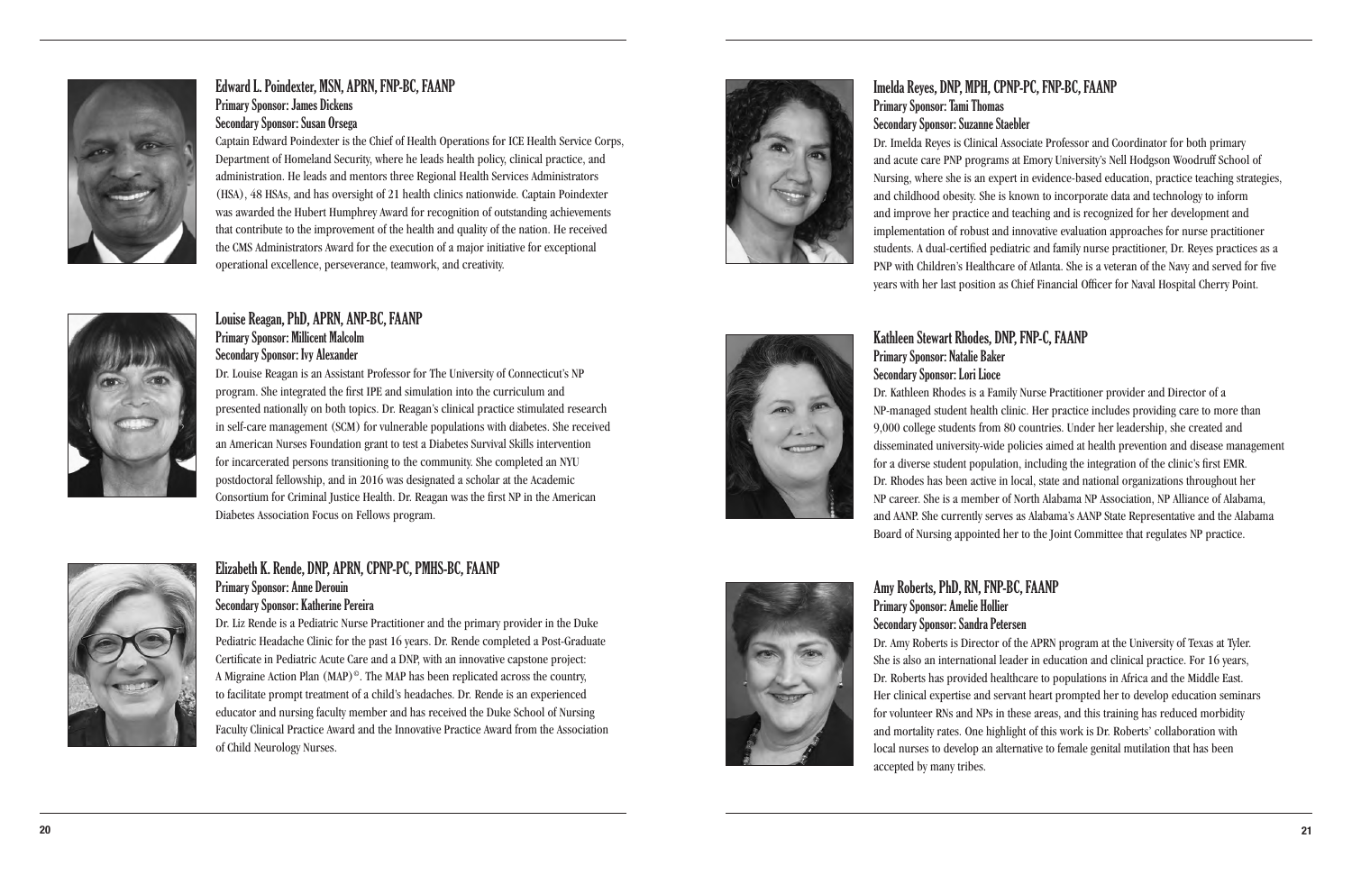## Edward L. Poindexter, MSN, APRN, FNP-BC, FAANP

**Primary Sponsor: James Dickens**
**Secondary Sponsor: Susan Orsega**

Captain Edward Poindexter is the Chief of Health Operations for ICE Health Service Corps, Department of Homeland Security, where he leads health policy, clinical practice, and administration. He leads and mentors three Regional Health Services Administrators (HSA), 48 HSAs, and has oversight of 21 health clinics nationwide. Captain Poindexter was awarded the Hubert Humphrey Award for recognition of outstanding achievements that contribute to the improvement of the health and quality of the nation. He received the CMS Administrators Award for the execution of a major initiative for exceptional operational excellence, perseverance, teamwork, and creativity.

## Louise Reagan, PhD, APRN, ANP-BC, FAANP

**Primary Sponsor: Millicent Malcolm**
**Secondary Sponsor: Ivy Alexander**

Dr. Louise Reagan is an Assistant Professor for The University of Connecticut's NP program. She integrated the first IPE and simulation into the curriculum and presented nationally on both topics. Dr. Reagan's clinical practice stimulated research in self-care management (SCM) for vulnerable populations with diabetes. She received an American Nurses Foundation grant to test a Diabetes Survival Skills intervention for incarcerated persons transitioning to the community. She completed an NYU postdoctoral fellowship, and in 2016 was designated a scholar at the Academic Consortium for Criminal Justice Health. Dr. Reagan was the first NP in the American Diabetes Association Focus on Fellows program.

## Elizabeth K. Rende, DNP, APRN, CPNP-PC, PMHS-BC, FAANP

**Primary Sponsor: Anne Derouin**
**Secondary Sponsor: Katherine Pereira**

Dr. Liz Rende is a Pediatric Nurse Practitioner and the primary provider in the Duke Pediatric Headache Clinic for the past 16 years. Dr. Rende completed a Post-Graduate Certificate in Pediatric Acute Care and a DNP, with an innovative capstone project: A Migraine Action Plan (MAP)©. The MAP has been replicated across the country, to facilitate prompt treatment of a child's headaches. Dr. Rende is an experienced educator and nursing faculty member and has received the Duke School of Nursing Faculty Clinical Practice Award and the Innovative Practice Award from the Association of Child Neurology Nurses.

## Imelda Reyes, DNP, MPH, CPNP-PC, FNP-BC, FAANP

**Primary Sponsor: Tami Thomas**
**Secondary Sponsor: Suzanne Staebler**

Dr. Imelda Reyes is Clinical Associate Professor and Coordinator for both primary and acute care PNP programs at Emory University's Nell Hodgson Woodruff School of Nursing, where she is an expert in evidence-based education, practice teaching strategies, and childhood obesity. She is known to incorporate data and technology to inform and improve her practice and teaching and is recognized for her development and implementation of robust and innovative evaluation approaches for nurse practitioner students. A dual-certified pediatric and family nurse practitioner, Dr. Reyes practices as a PNP with Children's Healthcare of Atlanta. She is a veteran of the Navy and served for five years with her last position as Chief Financial Officer for Naval Hospital Cherry Point.

## Kathleen Stewart Rhodes, DNP, FNP-C, FAANP

**Primary Sponsor: Natalie Baker**
**Secondary Sponsor: Lori Lioce**

Dr. Kathleen Rhodes is a Family Nurse Practitioner provider and Director of a NP-managed student health clinic. Her practice includes providing care to more than 9,000 college students from 80 countries. Under her leadership, she created and disseminated university-wide policies aimed at health prevention and disease management for a diverse student population, including the integration of the clinic's first EMR. Dr. Rhodes has been active in local, state and national organizations throughout her NP career. She is a member of North Alabama NP Association, NP Alliance of Alabama, and AANP. She currently serves as Alabama's AANP State Representative and the Alabama Board of Nursing appointed her to the Joint Committee that regulates NP practice.

## Amy Roberts, PhD, RN, FNP-BC, FAANP

**Primary Sponsor: Amelie Hollier**
**Secondary Sponsor: Sandra Petersen**

Dr. Amy Roberts is Director of the APRN program at the University of Texas at Tyler. She is also an international leader in education and clinical practice. For 16 years, Dr. Roberts has provided healthcare to populations in Africa and the Middle East. Her clinical expertise and servant heart prompted her to develop education seminars for volunteer RNs and NPs in these areas, and this training has reduced morbidity and mortality rates. One highlight of this work is Dr. Roberts' collaboration with local nurses to develop an alternative to female genital mutilation that has been accepted by many tribes.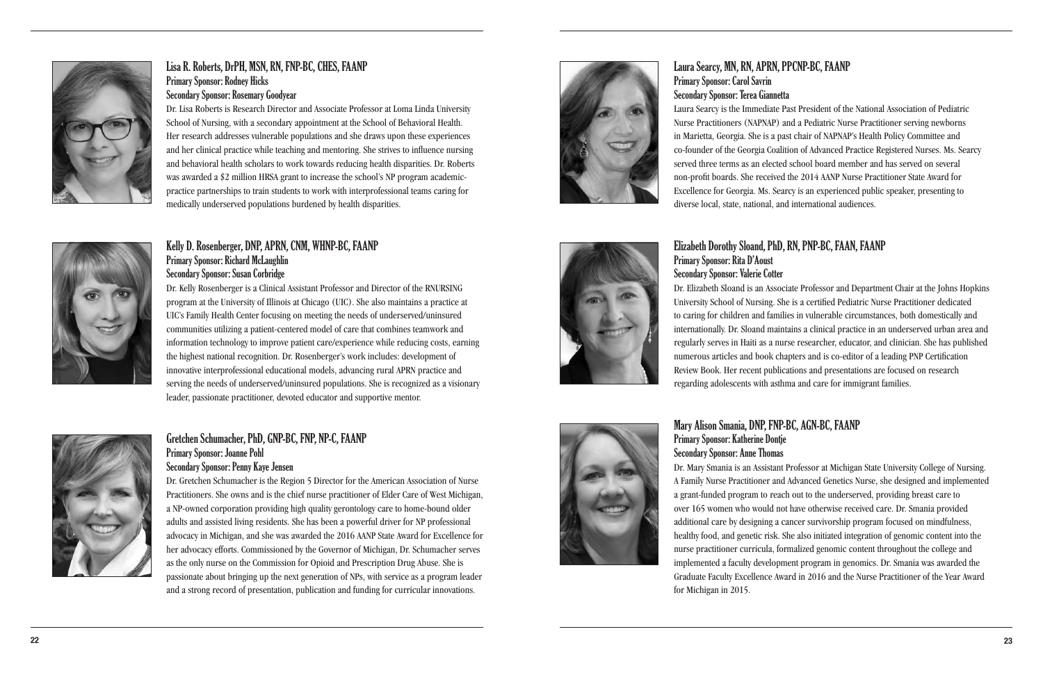### Lisa R. Roberts, DrPH, MSN, RN, FNP-BC, CHES, FAANP

**Primary Sponsor: Rodney Hicks**
**Secondary Sponsor: Rosemary Goodyear**

Dr. Lisa Roberts is Research Director and Associate Professor at Loma Linda University School of Nursing, with a secondary appointment at the School of Behavioral Health. Her research addresses vulnerable populations and she draws upon these experiences and her clinical practice while teaching and mentoring. She strives to influence nursing and behavioral health scholars to work towards reducing health disparities. Dr. Roberts was awarded a $2 million HRSA grant to increase the school's NP program academic-practice partnerships to train students to work with interprofessional teams caring for medically underserved populations burdened by health disparities.

### Kelly D. Rosenberger, DNP, APRN, CNM, WHNP-BC, FAANP

**Primary Sponsor: Richard McLaughlin**
**Secondary Sponsor: Susan Corbridge**

Dr. Kelly Rosenberger is a Clinical Assistant Professor and Director of the RNURSING program at the University of Illinois at Chicago (UIC). She also maintains a practice at UIC's Family Health Center focusing on meeting the needs of underserved/uninsured communities utilizing a patient-centered model of care that combines teamwork and information technology to improve patient care/experience while reducing costs, earning the highest national recognition. Dr. Rosenberger's work includes: development of innovative interprofessional educational models, advancing rural APRN practice and serving the needs of underserved/uninsured populations. She is recognized as a visionary leader, passionate practitioner, devoted educator and supportive mentor.

### Gretchen Schumacher, PhD, GNP-BC, FNP, NP-C, FAANP

**Primary Sponsor: Joanne Pohl**
**Secondary Sponsor: Penny Kaye Jensen**

Dr. Gretchen Schumacher is the Region 5 Director for the American Association of Nurse Practitioners. She owns and is the chief nurse practitioner of Elder Care of West Michigan, a NP-owned corporation providing high quality gerontology care to home-bound older adults and assisted living residents. She has been a powerful driver for NP professional advocacy in Michigan, and she was awarded the 2016 AANP State Award for Excellence for her advocacy efforts. Commissioned by the Governor of Michigan, Dr. Schumacher serves as the only nurse on the Commission for Opioid and Prescription Drug Abuse. She is passionate about bringing up the next generation of NPs, with service as a program leader and a strong record of presentation, publication and funding for curricular innovations.

### Laura Searcy, MN, RN, APRN, PPCNP-BC, FAANP

**Primary Sponsor: Carol Savrin**
**Secondary Sponsor: Terea Giannetta**

Laura Searcy is the Immediate Past President of the National Association of Pediatric Nurse Practitioners (NAPNAP) and a Pediatric Nurse Practitioner serving newborns in Marietta, Georgia. She is a past chair of NAPNAP's Health Policy Committee and co-founder of the Georgia Coalition of Advanced Practice Registered Nurses. Ms. Searcy served three terms as an elected school board member and has served on several non-profit boards. She received the 2014 AANP Nurse Practitioner State Award for Excellence for Georgia. Ms. Searcy is an experienced public speaker, presenting to diverse local, state, national, and international audiences.

### Elizabeth Dorothy Sloand, PhD, RN, PNP-BC, FAAN, FAANP

**Primary Sponsor: Rita D'Aoust**
**Secondary Sponsor: Valerie Cotter**

Dr. Elizabeth Sloand is an Associate Professor and Department Chair at the Johns Hopkins University School of Nursing. She is a certified Pediatric Nurse Practitioner dedicated to caring for children and families in vulnerable circumstances, both domestically and internationally. Dr. Sloand maintains a clinical practice in an underserved urban area and regularly serves in Haiti as a nurse researcher, educator, and clinician. She has published numerous articles and book chapters and is co-editor of a leading PNP Certification Review Book. Her recent publications and presentations are focused on research regarding adolescents with asthma and care for immigrant families.

### Mary Alison Smania, DNP, FNP-BC, AGN-BC, FAANP

**Primary Sponsor: Katherine Dontje**
**Secondary Sponsor: Anne Thomas**

Dr. Mary Smania is an Assistant Professor at Michigan State University College of Nursing. A Family Nurse Practitioner and Advanced Genetics Nurse, she designed and implemented a grant-funded program to reach out to the underserved, providing breast care to over 165 women who would not have otherwise received care. Dr. Smania provided additional care by designing a cancer survivorship program focused on mindfulness, healthy food, and genetic risk. She also initiated integration of genomic content into the nurse practitioner curricula, formalized genomic content throughout the college and implemented a faculty development program in genomics. Dr. Smania was awarded the Graduate Faculty Excellence Award in 2016 and the Nurse Practitioner of the Year Award for Michigan in 2015.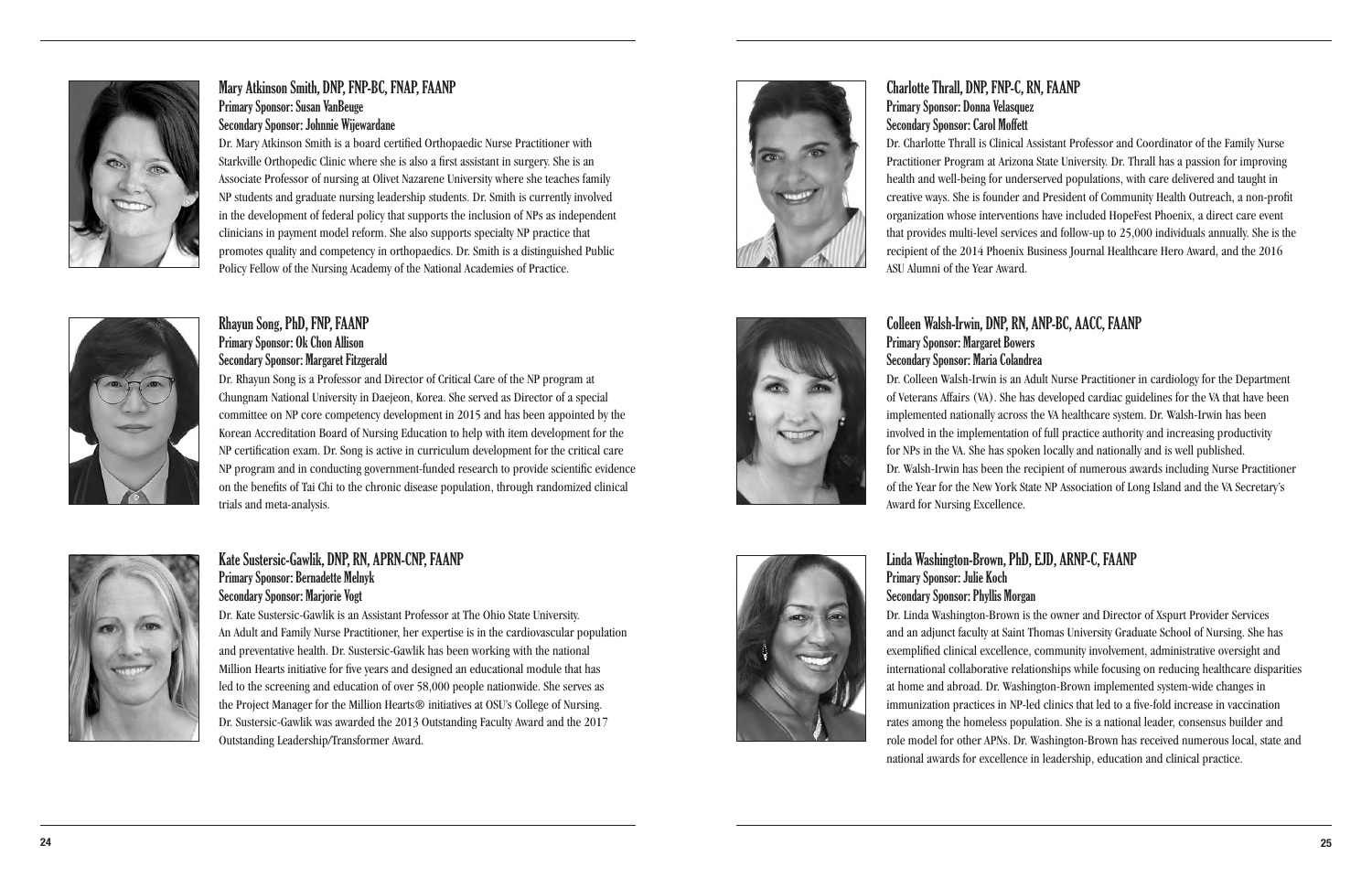## Mary Atkinson Smith, DNP, FNP-BC, FNAP, FAANP

**Primary Sponsor: Susan VanBeuge**
**Secondary Sponsor: Johnnie Wijewardane**

Dr. Mary Atkinson Smith is a board certified Orthopaedic Nurse Practitioner with Starkville Orthopedic Clinic where she is also a first assistant in surgery. She is an Associate Professor of nursing at Olivet Nazarene University where she teaches family NP students and graduate nursing leadership students. Dr. Smith is currently involved in the development of federal policy that supports the inclusion of NPs as independent clinicians in payment model reform. She also supports specialty NP practice that promotes quality and competency in orthopaedics. Dr. Smith is a distinguished Public Policy Fellow of the Nursing Academy of the National Academies of Practice.

## Rhayun Song, PhD, FNP, FAANP

**Primary Sponsor: Ok Chon Allison**
**Secondary Sponsor: Margaret Fitzgerald**

Dr. Rhayun Song is a Professor and Director of Critical Care of the NP program at Chungnam National University in Daejeon, Korea. She served as Director of a special committee on NP core competency development in 2015 and has been appointed by the Korean Accreditation Board of Nursing Education to help with item development for the NP certification exam. Dr. Song is active in curriculum development for the critical care NP program and in conducting government-funded research to provide scientific evidence on the benefits of Tai Chi to the chronic disease population, through randomized clinical trials and meta-analysis.

## Kate Sustersic-Gawlik, DNP, RN, APRN-CNP, FAANP

**Primary Sponsor: Bernadette Melnyk**
**Secondary Sponsor: Marjorie Vogt**

Dr. Kate Sustersic-Gawlik is an Assistant Professor at The Ohio State University. An Adult and Family Nurse Practitioner, her expertise is in the cardiovascular population and preventative health. Dr. Sustersic-Gawlik has been working with the national Million Hearts initiative for five years and designed an educational module that has led to the screening and education of over 58,000 people nationwide. She serves as the Project Manager for the Million Hearts® initiatives at OSU's College of Nursing. Dr. Sustersic-Gawlik was awarded the 2013 Outstanding Faculty Award and the 2017 Outstanding Leadership/Transformer Award.

## Charlotte Thrall, DNP, FNP-C, RN, FAANP

**Primary Sponsor: Donna Velasquez**
**Secondary Sponsor: Carol Moffett**

Dr. Charlotte Thrall is Clinical Assistant Professor and Coordinator of the Family Nurse Practitioner Program at Arizona State University. Dr. Thrall has a passion for improving health and well-being for underserved populations, with care delivered and taught in creative ways. She is founder and President of Community Health Outreach, a non-profit organization whose interventions have included HopeFest Phoenix, a direct care event that provides multi-level services and follow-up to 25,000 individuals annually. She is the recipient of the 2014 Phoenix Business Journal Healthcare Hero Award, and the 2016 ASU Alumni of the Year Award.

## Colleen Walsh-Irwin, DNP, RN, ANP-BC, AACC, FAANP

**Primary Sponsor: Margaret Bowers**
**Secondary Sponsor: Maria Colandrea**

Dr. Colleen Walsh-Irwin is an Adult Nurse Practitioner in cardiology for the Department of Veterans Affairs (VA). She has developed cardiac guidelines for the VA that have been implemented nationally across the VA healthcare system. Dr. Walsh-Irwin has been involved in the implementation of full practice authority and increasing productivity for NPs in the VA. She has spoken locally and nationally and is well published. Dr. Walsh-Irwin has been the recipient of numerous awards including Nurse Practitioner of the Year for the New York State NP Association of Long Island and the VA Secretary's Award for Nursing Excellence.

## Linda Washington-Brown, PhD, EJD, ARNP-C, FAANP

**Primary Sponsor: Julie Koch**
**Secondary Sponsor: Phyllis Morgan**

Dr. Linda Washington-Brown is the owner and Director of Xspurt Provider Services and an adjunct faculty at Saint Thomas University Graduate School of Nursing. She has exemplified clinical excellence, community involvement, administrative oversight and international collaborative relationships while focusing on reducing healthcare disparities at home and abroad. Dr. Washington-Brown implemented system-wide changes in immunization practices in NP-led clinics that led to a five-fold increase in vaccination rates among the homeless population. She is a national leader, consensus builder and role model for other APNs. Dr. Washington-Brown has received numerous local, state and national awards for excellence in leadership, education and clinical practice.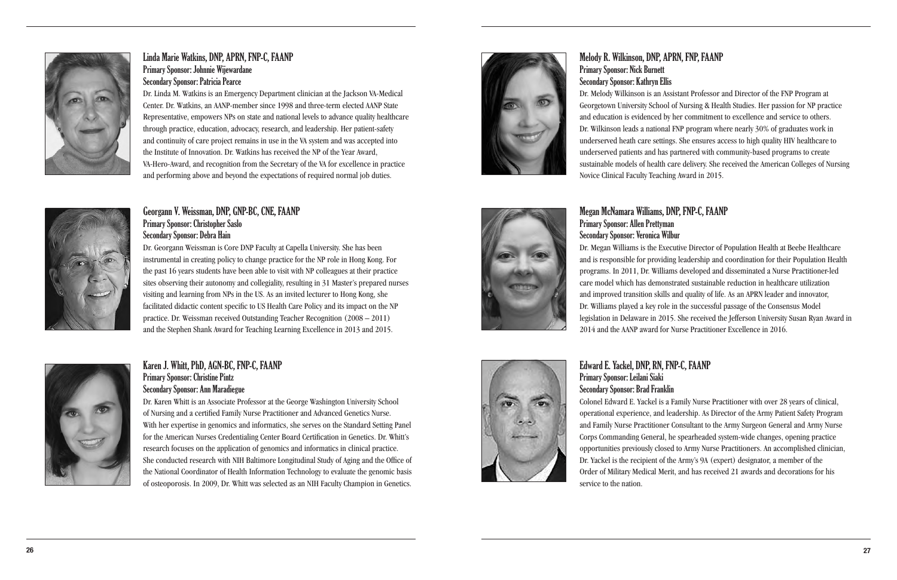### Linda Marie Watkins, DNP, APRN, FNP-C, FAANP

**Primary Sponsor: Johnnie Wijewardane**
**Secondary Sponsor: Patricia Pearce**

Dr. Linda M. Watkins is an Emergency Department clinician at the Jackson VA-Medical Center. Dr. Watkins, an AANP-member since 1998 and three-term elected AANP State Representative, empowers NPs on state and national levels to advance quality healthcare through practice, education, advocacy, research, and leadership. Her patient-safety and continuity of care project remains in use in the VA system and was accepted into the Institute of Innovation. Dr. Watkins has received the NP of the Year Award, VA-Hero-Award, and recognition from the Secretary of the VA for excellence in practice and performing above and beyond the expectations of required normal job duties.

### Georgann V. Weissman, DNP, GNP-BC, CNE, FAANP

**Primary Sponsor: Christopher Saslo**
**Secondary Sponsor: Debra Hain**

Dr. Georgann Weissman is Core DNP Faculty at Capella University. She has been instrumental in creating policy to change practice for the NP role in Hong Kong. For the past 16 years students have been able to visit with NP colleagues at their practice sites observing their autonomy and collegiality, resulting in 31 Master's prepared nurses visiting and learning from NPs in the US. As an invited lecturer to Hong Kong, she facilitated didactic content specific to US Health Care Policy and its impact on the NP practice. Dr. Weissman received Outstanding Teacher Recognition (2008 – 2011) and the Stephen Shank Award for Teaching Learning Excellence in 2013 and 2015.

### Karen J. Whitt, PhD, AGN-BC, FNP-C, FAANP

**Primary Sponsor: Christine Pintz**
**Secondary Sponsor: Ann Maradiegue**

Dr. Karen Whitt is an Associate Professor at the George Washington University School of Nursing and a certified Family Nurse Practitioner and Advanced Genetics Nurse. With her expertise in genomics and informatics, she serves on the Standard Setting Panel for the American Nurses Credentialing Center Board Certification in Genetics. Dr. Whitt's research focuses on the application of genomics and informatics in clinical practice. She conducted research with NIH Baltimore Longitudinal Study of Aging and the Office of the National Coordinator of Health Information Technology to evaluate the genomic basis of osteoporosis. In 2009, Dr. Whitt was selected as an NIH Faculty Champion in Genetics.

### Melody R. Wilkinson, DNP, APRN, FNP, FAANP

**Primary Sponsor: Nick Burnett**
**Secondary Sponsor: Kathryn Ellis**

Dr. Melody Wilkinson is an Assistant Professor and Director of the FNP Program at Georgetown University School of Nursing & Health Studies. Her passion for NP practice and education is evidenced by her commitment to excellence and service to others. Dr. Wilkinson leads a national FNP program where nearly 30% of graduates work in underserved heath care settings. She ensures access to high quality HIV healthcare to underserved patients and has partnered with community-based programs to create sustainable models of health care delivery. She received the American Colleges of Nursing Novice Clinical Faculty Teaching Award in 2015.

### Megan McNamara Williams, DNP, FNP-C, FAANP

**Primary Sponsor: Allen Prettyman**
**Secondary Sponsor: Veronica Wilbur**

Dr. Megan Williams is the Executive Director of Population Health at Beebe Healthcare and is responsible for providing leadership and coordination for their Population Health programs. In 2011, Dr. Williams developed and disseminated a Nurse Practitioner-led care model which has demonstrated sustainable reduction in healthcare utilization and improved transition skills and quality of life. As an APRN leader and innovator, Dr. Williams played a key role in the successful passage of the Consensus Model legislation in Delaware in 2015. She received the Jefferson University Susan Ryan Award in 2014 and the AANP award for Nurse Practitioner Excellence in 2016.

### Edward E. Yackel, DNP, RN, FNP-C, FAANP

**Primary Sponsor: Leilani Siaki**
**Secondary Sponsor: Brad Franklin**

Colonel Edward E. Yackel is a Family Nurse Practitioner with over 28 years of clinical, operational experience, and leadership. As Director of the Army Patient Safety Program and Family Nurse Practitioner Consultant to the Army Surgeon General and Army Nurse Corps Commanding General, he spearheaded system-wide changes, opening practice opportunities previously closed to Army Nurse Practitioners. An accomplished clinician, Dr. Yackel is the recipient of the Army's 9A (expert) designator, a member of the Order of Military Medical Merit, and has received 21 awards and decorations for his service to the nation.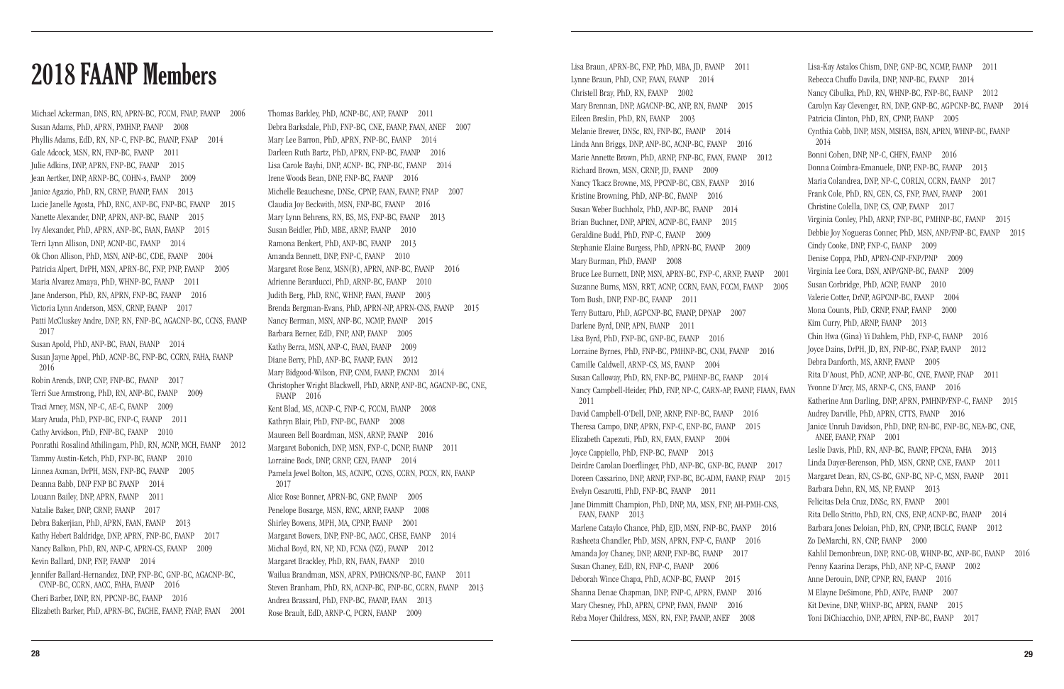# 2018 FAANP Members

Michael Ackerman, DNS, RN, APRN-BC, FCCM, FNAP, FAANP 2006
Susan Adams, PhD, APRN, PMHNP, FAANP 2008
Phyllis Adams, EdD, RN, NP-C, FNP-BC, FAANP, FNAP 2014
Gale Adcock, MSN, RN, FNP-BC, FAANP 2011
Julie Adkins, DNP, APRN, FNP-BC, FAANP 2015
Jean Aertker, DNP, ARNP-BC, COHN-s, FAANP 2009
Janice Agazio, PhD, RN, CRNP, FAANP, FAAN 2013
Lucie Janelle Agosta, PhD, RNC, ANP-BC, FNP-BC, FAANP 2015
Nanette Alexander, DNP, APRN, ANP-BC, FAANP 2015
Ivy Alexander, PhD, APRN, ANP-BC, FAAN, FAANP 2015
Terri Lynn Allison, DNP, ACNP-BC, FAANP 2014
Ok Chon Allison, PhD, MSN, ANP-BC, CDE, FAANP 2004
Patricia Alpert, DrPH, MSN, APRN-BC, FNP, PNP, FAANP 2005
Maria Alvarez Amaya, PhD, WHNP-BC, FAANP 2011
Jane Anderson, PhD, RN, APRN, FNP-BC, FAANP 2016
Victoria Lynn Anderson, MSN, CRNP, FAANP 2017
Patti McCluskey Andre, DNP, RN, FNP-BC, AGACNP-BC, CCNS, FAANP 2017
Susan Apold, PhD, ANP-BC, FAAN, FAANP 2014
Susan Jayne Appel, PhD, ACNP-BC, FNP-BC, CCRN, FAHA, FAANP 2016
Robin Arends, DNP, CNP, FNP-BC, FAANP 2017
Terri Sue Armstrong, PhD, RN, ANP-BC, FAANP 2009
Traci Arney, MSN, NP-C, AE-C, FAANP 2009
Mary Aruda, PhD, PNP-BC, FNP-C, FAANP 2011
Cathy Arvidson, PhD, FNP-BC, FAANP 2010
Ponrathi Rosalind Athilingam, PhD, RN, ACNP, MCH, FAANP 2012
Tammy Austin-Ketch, PhD, FNP-BC, FAANP 2010
Linnea Axman, DrPH, MSN, FNP-BC, FAANP 2005
Deanna Babb, DNP FNP BC FAANP 2014
Louann Bailey, DNP, APRN, FAANP 2011
Natalie Baker, DNP, CRNP, FAANP 2017
Debra Bakerjian, PhD, APRN, FAAN, FAANP 2013
Kathy Hebert Baldridge, DNP, APRN, FNP-BC, FAANP 2017
Nancy Balkon, PhD, RN, ANP-C, APRN-CS, FAANP 2009
Kevin Ballard, DNP, FNP, FAANP 2014
Jennifer Ballard-Hernandez, DNP, FNP-BC, GNP-BC, AGACNP-BC, CVNP-BC, CCRN, AACC, FAHA, FAANP 2016
Cheri Barber, DNP, RN, PPCNP-BC, FAANP 2016
Elizabeth Barker, PhD, APRN-BC, FACHE, FAANP, FNAP, FAAN 2001
Thomas Barkley, PhD, ACNP-BC, ANP, FAANP 2011
Debra Barksdale, PhD, FNP-BC, CNE, FAANP, FAAN, ANEF 2007
Mary Lee Barron, PhD, APRN, FNP-BC, FAANP 2014
Darleen Ruth Bartz, PhD, APRN, FNP-BC, FAANP 2016
Lisa Carole Bayhi, DNP, ACNP- BC, FNP-BC, FAANP 2014
Irene Woods Bean, DNP, FNP-BC, FAANP 2016
Michelle Beauchesne, DNSc, CPNP, FAAN, FAANP, FNAP 2007
Claudia Joy Beckwith, MSN, FNP-BC, FAANP 2016
Mary Lynn Behrens, RN, BS, MS, FNP-BC, FAANP 2013
Susan Beidler, PhD, MBE, ARNP, FAANP 2010
Ramona Benkert, PhD, ANP-BC, FAANP 2013
Amanda Bennett, DNP, FNP-C, FAANP 2010
Margaret Rose Benz, MSN(R), APRN, ANP-BC, FAANP 2016
Adrienne Berarducci, PhD, ARNP-BC, FAANP 2010
Judith Berg, PhD, RNC, WHNP, FAAN, FAANP 2003
Brenda Bergman-Evans, PhD, APRN-NP, APRN-CNS, FAANP 2015
Nancy Berman, MSN, ANP-BC, NCMP, FAANP 2015
Barbara Berner, EdD, FNP, ANP, FAANP 2005
Kathy Berra, MSN, ANP-C, FAAN, FAANP 2009
Diane Berry, PhD, ANP-BC, FAANP, FAAN 2012
Mary Bidgood-Wilson, FNP, CNM, FAANP, FACNM 2014
Christopher Wright Blackwell, PhD, ARNP, ANP-BC, AGACNP-BC, CNE, FAANP 2016
Kent Blad, MS, ACNP-C, FNP-C, FCCM, FAANP 2008
Kathryn Blair, PhD, FNP-BC, FAANP 2008
Maureen Bell Boardman, MSN, ARNP, FAANP 2016
Margaret Bobonich, DNP, MSN, FNP-C, DCNP, FAANP 2011
Lorraine Bock, DNP, CRNP, CEN, FAANP 2014
Pamela Jewel Bolton, MS, ACNPC, CCNS, CCRN, PCCN, RN, FAANP 2017
Alice Rose Bonner, APRN-BC, GNP, FAANP 2005
Penelope Bosarge, MSN, RNC, ARNP, FAANP 2008
Shirley Bowens, MPH, MA, CPNP, FAANP 2001
Margaret Bowers, DNP, FNP-BC, AACC, CHSE, FAANP 2014
Michal Boyd, RN, NP, ND, FCNA (NZ), FAANP 2012
Margaret Brackley, PhD, RN, FAAN, FAANP 2010
Wailua Brandman, MSN, APRN, PMHCNS/NP-BC, FAANP 2011
Steven Branham, PhD, RN, ACNP-BC, FNP-BC, CCRN, FAANP 2013
Andrea Brassard, PhD, FNP-BC, FAANP, FAAN 2013
Rose Brault, EdD, ARNP-C, PCRN, FAANP 2009
Lisa Braun, APRN-BC, FNP, PhD, MBA, JD, FAANP 2011
Lynne Braun, PhD, CNP, FAAN, FAANP 2014
Christell Bray, PhD, RN, FAANP 2002
Mary Brennan, DNP, AGACNP-BC, ANP, RN, FAANP 2015
Eileen Breslin, PhD, RN, FAANP 2003
Melanie Brewer, DNSc, RN, FNP-BC, FAANP 2014
Linda Ann Briggs, DNP, ANP-BC, ACNP-BC, FAANP 2016
Marie Annette Brown, PhD, ARNP, FNP-BC, FAAN, FAANP 2012
Richard Brown, MSN, CRNP, JD, FAANP 2009
Nancy Tkacz Browne, MS, PPCNP-BC, CBN, FAANP 2016
Kristine Browning, PhD, ANP-BC, FAANP 2016
Susan Weber Buchholz, PhD, ANP-BC, FAANP 2014
Brian Buchner, DNP, APRN, ACNP-BC, FAANP 2015
Geraldine Budd, PhD, FNP-C, FAANP 2009
Stephanie Elaine Burgess, PhD, APRN-BC, FAANP 2009
Mary Burman, PhD, FAANP 2008
Bruce Lee Burnett, DNP, MSN, APRN-BC, FNP-C, ARNP, FAANP 2001
Suzanne Burns, MSN, RRT, ACNP, CCRN, FAAN, FCCM, FAANP 2005
Tom Bush, DNP, FNP-BC, FAANP 2011
Terry Buttaro, PhD, AGPCNP-BC, FAANP, DPNAP 2007
Darlene Byrd, DNP, APN, FAANP 2011
Lisa Byrd, PhD, FNP-BC, GNP-BC, FAANP 2016
Lorraine Byrnes, PhD, FNP-BC, PMHNP-BC, CNM, FAANP 2016
Camille Caldwell, ARNP-CS, MS, FAANP 2004
Susan Calloway, PhD, RN, FNP-BC, PMHNP-BC, FAANP 2014
Nancy Campbell-Heider, PhD, FNP, NP-C, CARN-AP, FAANP, FIAAN, FAAN 2011
David Campbell-O'Dell, DNP, ARNP, FNP-BC, FAANP 2016
Theresa Campo, DNP, APRN, FNP-C, ENP-BC, FAANP 2015
Elizabeth Capezuti, PhD, RN, FAAN, FAANP 2004
Joyce Cappiello, PhD, FNP-BC, FAANP 2013
Deirdre Carolan Doerflinger, PhD, ANP-BC, GNP-BC, FAANP 2017
Doreen Cassarino, DNP, ARNP, FNP-BC, BC-ADM, FAANP, FNAP 2015
Evelyn Cesarotti, PhD, FNP-BC, FAANP 2011
Jane Dimmitt Champion, PhD, DNP, MA, MSN, FNP, AH-PMH-CNS, FAAN, FAANP 2013
Marlene Cataylo Chance, PhD, EJD, MSN, FNP-BC, FAANP 2016
Rasheeta Chandler, PhD, MSN, APRN, FNP-C, FAANP 2016
Amanda Joy Chaney, DNP, ARNP, FNP-BC, FAANP 2017
Susan Chaney, EdD, RN, FNP-C, FAANP 2006
Deborah Wince Chapa, PhD, ACNP-BC, FAANP 2015
Shanna Denae Chapman, DNP, FNP-C, APRN, FAANP 2016
Mary Chesney, PhD, APRN, CPNP, FAAN, FAANP 2016
Reba Moyer Childress, MSN, RN, FNP, FAANP, ANEF 2008
Lisa-Kay Astalos Chism, DNP, GNP-BC, NCMP, FAANP 2011
Rebecca Chuffo Davila, DNP, NNP-BC, FAANP 2014
Nancy Cibulka, PhD, RN, WHNP-BC, FNP-BC, FAANP 2012
Carolyn Kay Clevenger, RN, DNP, GNP-BC, AGPCNP-BC, FAANP 2014
Patricia Clinton, PhD, RN, CPNP, FAANP 2005
Cynthia Cobb, DNP, MSN, MSHSA, BSN, APRN, WHNP-BC, FAANP 2014
Bonni Cohen, DNP, NP-C, CHFN, FAANP 2016
Donna Coimbra-Emanuele, DNP, FNP-BC, FAANP 2013
Maria Colandrea, DNP, NP-C, CORLN, CCRN, FAANP 2017
Frank Cole, PhD, RN, CEN, CS, FNP, FAAN, FAANP 2001
Christine Colella, DNP, CS, CNP, FAANP 2017
Virginia Conley, PhD, ARNP, FNP-BC, PMHNP-BC, FAANP 2015
Debbie Joy Nogueras Conner, PhD, MSN, ANP/FNP-BC, FAANP 2015
Cindy Cooke, DNP, FNP-C, FAANP 2009
Denise Coppa, PhD, APRN-CNP-FNP/PNP 2009
Virginia Lee Cora, DSN, ANP/GNP-BC, FAANP 2009
Susan Corbridge, PhD, ACNP, FAANP 2010
Valerie Cotter, DrNP, AGPCNP-BC, FAANP 2004
Mona Counts, PhD, CRNP, FNAP, FAANP 2000
Kim Curry, PhD, ARNP, FAANP 2013
Chin Hwa (Gina) Yi Dahlem, PhD, FNP-C, FAANP 2016
Joyce Dains, DrPH, JD, RN, FNP-BC, FNAP, FAANP 2012
Debra Danforth, MS, ARNP, FAANP 2005
Rita D'Aoust, PhD, ACNP, ANP-BC, CNE, FAANP, FNAP 2011
Yvonne D'Arcy, MS, ARNP-C, CNS, FAANP 2016
Katherine Ann Darling, DNP, APRN, PMHNP/FNP-C, FAANP 2015
Audrey Darville, PhD, APRN, CTTS, FAANP 2016
Janice Unruh Davidson, PhD, DNP, RN-BC, FNP-BC, NEA-BC, CNE, ANEF, FAANP, FNAP 2001
Leslie Davis, PhD, RN, ANP-BC, FAANP, FPCNA, FAHA 2013
Linda Dayer-Berenson, PhD, MSN, CRNP, CNE, FAANP 2011
Margaret Dean, RN, CS-BC, GNP-BC, NP-C, MSN, FAANP 2011
Barbara Dehn, RN, MS, NP, FAANP 2013
Felicitas Dela Cruz, DNSc, RN, FAANP 2001
Rita Dello Stritto, PhD, RN, CNS, ENP, ACNP-BC, FAANP 2014
Barbara Jones Deloian, PhD, RN, CPNP, IBCLC, FAANP 2012
Zo DeMarchi, RN, CNP, FAANP 2000
Kahlil Demonbreun, DNP, RNC-OB, WHNP-BC, ANP-BC, FAANP 2016
Penny Kaarina Deraps, PhD, ANP, NP-C, FAANP 2002
Anne Derouin, DNP, CPNP, RN, FAANP 2016
M Elayne DeSimone, PhD, ANPc, FAANP 2007
Kit Devine, DNP, WHNP-BC, APRN, FAANP 2015
Toni DiChiacchio, DNP, APRN, FNP-BC, FAANP 2017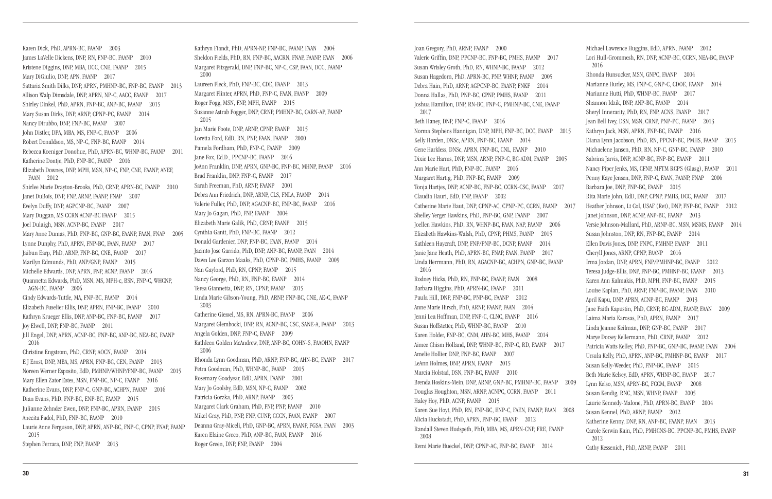Karen Dick, PhD, APRN-BC, FAANP 2003
James LaVelle Dickens, DNP, RN, FNP-BC, FAANP 2010
Kristene Diggins, DNP, MBA, DCC, CNE, FAANP 2015
Mary DiGiulio, DNP, APN, FAANP 2017
Sattaria Smith Dilks, DNP, APRN, PMHNP-BC, FNP-BC, FAANP 2013
Allison Walp Dimsdale, DNP, APRN, NP-C, AACC, FAANP 2017
Shirley Dinkel, PhD, APRN, FNP-BC, ANP-BC, FAANP 2015
Mary Susan Dirks, DNP, ARNP, CPNP-PC, FAANP 2014
Nancy Dirubbo, DNP, FNP-BC, FAANP 2007
John Distler, DPA, MBA, MS, FNP-C, FAANP 2006
Robert Donaldson, MS, NP-C, FNP-BC, FAANP 2014
Rebecca Koeniger Donohue, PhD, APRN-BC, WHNP-BC, FAANP 2011
Katherine Dontje, PhD, FNP-BC, FAANP 2016
Elizabeth Downes, DNP, MPH, MSN, NP-C, FNP, CNE, FAANP, ANEF, FAAN 2012
Shirlee Marie Drayton-Brooks, PhD, CRNP, APRN-BC, FAANP 2010
Janet DuBois, DNP, FNP, ARNP, FAANP, FNAP 2007
Evelyn Duffy, DNP, AGPCNP-BC, FAANP 2007
Mary Duggan, MS CCRN ACNP-BC FAANP 2015
Joel Dulaigh, MSN, ACNP-BC, FAANP 2017
Mary Anne Dumas, PhD, FNP-BC, GNP-BC, FAANP, FAAN, FNAP 2005
Lynne Dunphy, PhD, APRN, FNP-BC, FAAN, FAANP 2017
Jaibun Earp, PhD, ARNP, FNP-BC, CNE, FAANP 2017
Marilyn Edmunds, PhD, ANP/GNP, FAANP 2015
Michelle Edwards, DNP, APRN, FNP, ACNP, FAANP 2016
Quannetta Edwards, PhD, MSN, MS, MPH-c, BSN, FNP-C, WHCNP, AGN-BC, FAANP 2006
Cindy Edwards-Tuttle, MA, FNP-BC, FAANP 2014
Elizabeth Fuselier Ellis, DNP, APRN, FNP-BC, FAANP 2010
Kathryn Krueger Ellis, DNP, ANP-BC, FNP-BC, FAANP 2017
Joy Elwell, DNP, FNP-BC, FAANP 2011
Jill Engel, DNP, APRN, ACNP-BC, FNP-BC, ANP-BC, NEA-BC, FAANP 2016
Christine Engstrom, PhD, CRNP, AOCN, FAANP 2014
E J Ernst, DNP, MBA, MS, APRN, FNP-BC, CEN, FAANP 2013
Noreen Werner Esposito, EdD, PMHNP/WHNP/FNP-BC, FAANP 2015
Mary Ellen Zator Estes, MSN, FNP-BC, NP-C, FAANP 2016
Katherine Evans, DNP, FNP-C, GNP-BC, ACHPN, FAANP 2016
Dian Evans, PhD, FNP-BC, ENP-BC, FAANP 2015
Julianne Zehnder Ewen, DNP, FNP-BC, APRN, FAANP 2015
Anecita Fadol, PhD, FNP-BC, FAANP 2010
Laurie Anne Ferguson, DNP, APRN, ANP-BC, FNP-C, CPNP, FNAP, FAANP 2015
Stephen Ferrara, DNP, FNP, FAANP 2013
Kathryn Fiandt, PhD, APRN-NP, FNP-BC, FAANP, FAAN 2004
Sheldon Fields, PhD, RN, FNP-BC, AACRN, FNAP, FAANP, FAAN 2006
Margaret Fitzgerald, DNP, FNP-BC, NP-C, CSP, FAAN, DCC, FAANP 2000
Laureen Fleck, PhD, FNP-BC, CDE, FAANP 2013
Margaret Flinter, APRN, PhD, FNP-C, FAAN, FAANP 2009
Roger Fogg, MSN, FNP, MPH, FAANP 2015
Susanne Astrab Fogger, DNP, CRNP, PMHNP-BC, CARN-AP, FAANP 2015
Jan Marie Foote, DNP, ARNP, CPNP, FAANP 2015
Loretta Ford, EdD, RN, PNP, FAAN, FAANP 2000
Pamela Fordham, PhD, FNP-C, FAANP 2009
Jane Fox, Ed.D., PPCNP-BC, FAANP 2016
JoAnn Franklin, DNP, APRN, GNP-BC, FNP-BC, MHNP, FAANP 2016
Brad Franklin, DNP, FNP-C, FAANP 2017
Sarah Freeman, PhD, ARNP, FAANP 2001
Debra Ann Friedrich, DNP, ARNP, CLS, FNLA, FAANP 2014
Valerie Fuller, PhD, DNP, AGACNP-BC, FNP-BC, FAANP 2016
Mary Jo Gagan, PhD, FNP, FAANP 2004
Elizabeth Marie Galik, PhD, CRNP, FAANP 2015
Cynthia Gantt, PhD, FNP-BC, FAANP 2012
Donald Gardenier, DNP, FNP-BC, FAAN, FAANP 2014
Jacinto Jose Garrido, PhD, DNP, ANP-BC, FAANP, FAAN 2014
Dawn Lee Garzon Maaks, PhD, CPNP-BC, PMHS, FAANP 2009
Nan Gaylord, PhD, RN, CPNP, FAANP 2015
Nancy George, PhD, RN, FNP-BC, FAANP 2014
Terea Giannetta, DNP, RN, CPNP, FAANP 2015
Linda Marie Gibson-Young, PhD, ARNP, FNP-BC, CNE, AE-C, FAANP 2003
Catherine Giessel, MS, RN, APRN-BC, FAANP 2006
Margaret Glembocki, DNP, RN, ACNP-BC, CSC, SANE-A, FAANP 2013
Angela Golden, DNP, FNP-C, FAANP 2009
Kathleen Golden McAndrew, DNP, ANP-BC, COHN-S, FAAOHN, FAANP 2006
Rhonda Lynn Goodman, PhD, ARNP, FNP-BC, AHN-BC, FAANP 2017
Petra Goodman, PhD, WHNP-BC, FAANP 2015
Rosemary Goodyear, EdD, APRN, FAANP 2001
Mary Jo Goolsby, EdD, MSN, NP-C, FAANP 2002
Patricia Gorzka, PhD, ARNP, FAANP 2005
Margaret Clark Graham, PhD, FNP, PNP, FAANP 2010
Mikel Gray, PhD, PNP, FNP, CUNP, CCCN, FAAN, FAANP 2007
Deanna Gray-Miceli, PhD, GNP-BC, APRN, FAANP, FGSA, FAAN 2003
Karen Elaine Greco, PhD, ANP-BC, FAAN, FAANP 2016
Roger Green, DNP, FNP, FAANP 2004
Joan Gregory, PhD, ARNP, FAANP 2000
Valerie Griffin, DNP, PPCNP-BC, FNP-BC, PMHS, FAANP 2017
Susan Wrisley Groth, PhD, RN, WHNP-BC, FAANP 2012
Susan Hagedorn, PhD, APRN-BC, PNP, WHNP, FAANP 2005
Debra Hain, PhD, ARNP, AGPCNP-BC, FAANP, FNKF 2014
Donna Hallas, PhD, PNP-BC, CPNP, PMHS, FAANP 2011
Joshua Hamilton, DNP, RN-BC, FNP-C, PMHNP-BC, CNE, FAANP 2017
Beth Haney, DNP, FNP-C, FAANP 2016
Norma Stephens Hannigan, DNP, MPH, FNP-BC, DCC, FAANP 2015
Kelly Harden, DNSc, APRN, FNP-BC, FAANP 2014
Gene Harkless, DNSc, APRN, FNP-BC, CNL, FAANP 2010
Dixie Lee Harms, DNP, MSN, ARNP, FNP-C, BC-ADM, FAANP 2005
Ann Marie Hart, PhD, FNP-BC, FAANP 2016
Margaret Hartig, PhD, FNP-BC, FAANP 2009
Tonja Hartjes, DNP, ACNP-BC, FNP-BC, CCRN-CSC, FAANP 2017
Claudia Hauri, EdD, FNP, FAANP 2002
Catherine Marie Haut, DNP, CPNP-AC, CPNP-PC, CCRN, FAANP 2017
Shelley Yerger Hawkins, PhD, FNP-BC, GNP, FAANP 2007
Joellen Hawkins, PhD, RN, WHNP-BC, FAAN, NAP, FAANP 2006
Elizabeth Hawkins-Walsh, PhD, CPNP, PMHS, FAANP 2015
Kathleen Haycraft, DNP, FNP/PNP-BC, DCNP, FAANP 2014
Janie Jane Heath, PhD, APRN-BC, FNAP, FAAN, FAANP 2017
Linda Herrmann, PhD, RN, AGACNP-BC, ACHPN, GNP-BC, FAANP 2016
Rodney Hicks, PhD, RN, FNP-BC, FAANP, FAAN 2008
Barbara Higgins, PhD, APRN-BC, FAANP 2011
Paula Hill, DNP, FNP-BC, PNP-BC, FAANP 2012
Anne Marie Hirsch, PhD, ARNP, FAANP, FAAN 2014
Jenni Lea Hoffman, DNP, FNP-C, CLNC, FAANP 2016
Susan Hoffstetter, PhD, WHNP-BC, FAANP 2010
Karen Holder, FNP-BC, CNM, AHN-BC, MHS, FAANP 2014
Aimee Chism Holland, DNP, WHNP-BC, FNP-C, RD, FAANP 2017
Amelie Hollier, DNP, FNP-BC, FAANP 2007
LeAnn Holmes, DNP, APRN, FAANP 2015
Marcia Holstad, DSN, FNP-BC, FAANP 2010
Brenda Hoskins-Mein, DNP, ARNP, GNP-BC, PMHNP-BC, FAANP 2009
Douglas Houghton, MSN, ARNP, ACNPC, CCRN, FAANP 2011
Haley Hoy, PhD, ACNP, FAANP 2015
Karen Sue Hoyt, PhD, RN, FNP-BC, ENP-C, FAEN, FAANP, FAAN 2008
Alicia Huckstadt, PhD, APRN, FNP-BC, FAANP 2012
Randall Steven Hudspeth, PhD, MBA, MS, APRN-CNP, FRE, FAANP 2008
Remi Marie Hueckel, DNP, CPNP-AC, FNP-BC, FAANP 2014
Michael Lawrence Huggins, EdD, APRN, FAANP 2012
Lori Hull-Grommesh, RN, DNP, ACNP-BC, CCRN, NEA-BC, FAANP 2016
Rhonda Hunsucker, MSN, GNPC, FAANP 2004
Marianne Hurley, MS, FNP-C, GNP-C, CDOE, FAANP 2014
Marianne Hutti, PhD, WHNP-BC, FAANP 2017
Shannon Idzik, DNP, ANP-BC, FAANP 2014
Sheryl Innerarity, PhD, RN, FNP, ACNS, FAANP 2017
Jean Bell Ivey, DSN, MSN, CRNP, PNP-PC, FAANP 2013
Kathryn Jack, MSN, APRN, FNP-BC, FAANP 2016
Diana Lynn Jacobson, PhD, RN, PPCNP-BC, PMHS, FAANP 2015
Michaelene Jansen, PhD, RN, NP-C, GNP-BC, FAANP 2010
Sabrina Jarvis, DNP, ACNP-BC, FNP-BC, FAANP 2011
Nancy Piper Jenks, MS, CFNP, MFTM RCPS (Glasg), FAANP 2011
Penny Kaye Jensen, DNP, FNP-C, FAAN, FAANP, FNAP 2006
Barbara Joe, DNP, FNP-BC, FAANP 2015
Rita Marie John, EdD, DNP, CPNP, PMHS, DCC, FAANP 2017
Heather Johnson, Lt Col, USAF (Ret), DNP, FNP-BC, FAANP 2012
Janet Johnson, DNP, ACNP, ANP-BC, FAANP 2013
Versie Johnson-Mallard, PhD, ARNP-BC, MSN, MSMS, FAANP 2014
Susan Johnston, DNP, RN, FNP-BC, FAANP 2014
Ellen Davis Jones, DNP, FNPC, PMHNP, FAANP 2011
Cheryll Jones, ARNP, CPNP, FAANP 2016
Irma Jordan, DNP, APRN, FNP/PMHNP-BC, FAANP 2012
Teresa Judge-Ellis, DNP, FNP-BC, PMHNP-BC, FAANP 2013
Karen Ann Kalmakis, PhD, MPH, FNP-BC, FAANP 2015
Louise Kaplan, PhD, ARNP, FNP-BC, FAANP, FAAN 2010
April Kapu, DNP, APRN, ACNP-BC, FAANP 2013
Jane Faith Kapustin, PhD, CRNP, BC-ADM, FAANP, FAAN 2009
Laima Maria Karosas, PhD, APRN, FAANP 2017
Linda Jeanne Keilman, DNP, GNP-BC, FAANP 2017
Marye Dorsey Kellermann, PhD, CRNP, FAANP 2012
Patricia Watts Kelley, PhD, FNP-BC, GNP-BC, FAANP, FAAN 2004
Ursula Kelly, PhD, APRN, ANP-BC, PMHNP-BC, FAANP 2017
Susan Kelly-Weeder, PhD, FNP-BC, FAANP 2015
Beth Marie Kelsey, EdD, APRN, WHNP-BC, FAANP 2017
Lynn Kelso, MSN, APRN-BC, FCCM, FAANP 2008
Susan Kendig, RNC, MSN, WHNP, FAANP 2005
Laurie Kennedy-Malone, PhD, APRN-BC, FAANP 2004
Susan Kennel, PhD, ARNP, FAANP 2012
Katherine Kenny, DNP, RN, ANP-BC, FAANP, FAAN 2013
Carole Kerwin Kain, PhD, PMHCNS-BC, PPCNP-BC, PMHS, FAANP 2012
Cathy Kessenich, PhD, ARNP, FAANP 2011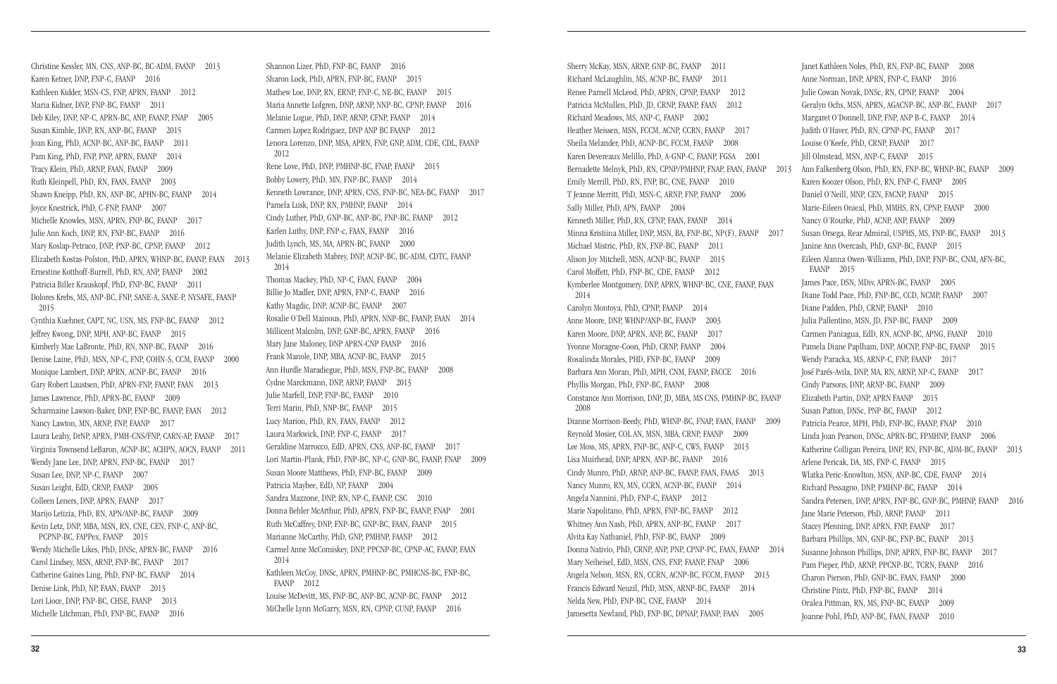Christine Kessler, MN, CNS, ANP-BC, BC-ADM, FAANP 2013
Karen Ketner, DNP, FNP-C, FAANP 2016
Kathleen Kidder, MSN-CS, FNP, APRN, FAANP 2012
Maria Kidner, DNP, FNP-BC, FAANP 2011
Deb Kiley, DNP, NP-C, APRN-BC, ANP, FAANP, FNAP 2005
Susan Kimble, DNP, RN, ANP-BC, FAANP 2015
Joan King, PhD, ACNP-BC, ANP-BC, FAANP 2011
Pam King, PhD, FNP, PNP, APRN, FAANP 2014
Tracy Klein, PhD, ARNP, FAAN, FAANP 2009
Ruth Kleinpell, PhD, RN, FAAN, FAANP 2003
Shawn Kneipp, PhD, RN, ANP-BC, APHN-BC, FAANP 2014
Joyce Knestrick, PhD, C-FNP, FAANP 2007
Michelle Knowles, MSN, APRN, FNP-BC, FAANP 2017
Julie Ann Koch, DNP, RN, FNP-BC, FAANP 2016
Mary Koslap-Petraco, DNP, PNP-BC, CPNP, FAANP 2012
Elizabeth Kostas-Polston, PhD, APRN, WHNP-BC, FAANP, FAAN 2013
Ernestine Kotthoff-Burrell, PhD, RN, ANP, FAANP 2002
Patricia Biller Krauskopf, PhD, FNP-BC, FAANP 2011
Dolores Krebs, MS, ANP-BC, FNP, SANE-A, SANE-P, NYSAFE, FAANP 2015
Cynthia Kuehner, CAPT, NC, USN, MS, FNP-BC, FAANP 2012
Jeffrey Kwong, DNP, MPH, ANP-BC, FAANP 2015
Kimberly Mae LaBronte, PhD, RN, NNP-BC, FAANP 2016
Denise Laine, PhD, MSN, NP-C, FNP, COHN-S, CCM, FAANP 2000
Monique Lambert, DNP, APRN, ACNP-BC, FAANP 2016
Gary Robert Laustsen, PhD, APRN-FNP, FAANP, FAAN 2013
James Lawrence, PhD, APRN-BC, FAANP 2009
Scharmaine Lawson-Baker, DNP, FNP-BC, FAANP, FAAN 2012
Nancy Lawton, MN, ARNP, FNP, FAANP 2017
Laura Leahy, DrNP, APRN, PMH-CNS/FNP, CARN-AP, FAANP 2017
Virginia Townsend LeBaron, ACNP-BC, ACHPN, AOCN, FAANP 2011
Wendy Jane Lee, DNP, APRN, FNP-BC, FAANP 2017
Susan Lee, DNP, NP-C, FAANP 2007
Susan Leight, EdD, CRNP, FAANP 2005
Colleen Leners, DNP, APRN, FAANP 2017
Marijo Letizia, PhD, RN, APN/ANP-BC, FAANP 2009
Kevin Letz, DNP, MBA, MSN, RN, CNE, CEN, FNP-C, ANP-BC, PCPNP-BC, FAPPex, FAANP 2015
Wendy Michelle Likes, PhD, DNSc, APRN-BC, FAANP 2016
Carol Lindsey, MSN, ARNP, FNP-BC, FAANP 2017
Catherine Gaines Ling, PhD, FNP-BC, FAANP 2014
Denise Link, PhD, NP, FAAN, FAANP 2013
Lori Lioce, DNP, FNP-BC, CHSE, FAANP 2013
Michelle Litchman, PhD, FNP-BC, FAANP 2016

Shannon Lizer, PhD, FNP-BC, FAANP 2016
Sharon Lock, PhD, APRN, FNP-BC, FAANP 2015
Mathew Loe, DNP, RN, ERNP, FNP-C, NE-BC, FAANP 2015
Maria Annette Lofgren, DNP, ARNP, NNP-BC, CPNP, FAANP 2016
Melanie Logue, PhD, DNP, ARNP, CFNP, FAANP 2014
Carmen Lopez Rodriguez, DNP ANP BC FAANP 2012
Lenora Lorenzo, DNP, MSA, APRN, FNP, GNP, ADM, CDE, CDL, FAANP 2012
Rene Love, PhD, DNP, PMHNP-BC, FNAP, FAANP 2015
Bobby Lowery, PhD, MN, FNP-BC, FAANP 2014
Kenneth Lowrance, DNP, APRN, CNS, FNP-BC, NEA-BC, FAANP 2017
Pamela Lusk, DNP, RN, PMHNP, FAANP 2014
Cindy Luther, PhD, GNP-BC, ANP-BC, FNP-BC, FAANP 2012
Karlen Luthy, DNP, FNP-c, FAAN, FAANP 2016
Judith Lynch, MS, MA, APRN-BC, FAANP 2000
Melanie Elizabeth Mabrey, DNP, ACNP-BC, BC-ADM, CDTC, FAANP 2014
Thomas Mackey, PhD, NP-C, FAAN, FAANP 2004
Billie Jo Madler, DNP, APRN, FNP-C, FAANP 2016
Kathy Magdic, DNP, ACNP-BC, FAANP 2007
Rosalie O'Dell Mainous, PhD, APRN, NNP-BC, FAANP, FAAN 2014
Millicent Malcolm, DNP, GNP-BC, APRN, FAANP 2016
Mary Jane Maloney, DNP APRN-CNP FAANP 2016
Frank Manole, DNP, MBA, ACNP-BC, FAANP 2015
Ann Hurdle Maradiegue, PhD, MSN, FNP-BC, FAANP 2008
Cydne Marckmann, DNP, ARNP, FAANP 2013
Julie Marfell, DNP, FNP-BC, FAANP 2010
Terri Marin, PhD, NNP-BC, FAANP 2015
Lucy Marion, PhD, RN, FAAN, FAANP 2012
Laura Markwick, DNP, FNP-C, FAANP 2017
Geraldine Marrocco, EdD, APRN, CNS, ANP-BC, FAANP 2017
Lori Martin-Plank, PhD, FNP-BC, NP-C, GNP-BC, FAANP, FNAP 2009
Susan Moore Matthews, PhD, FNP-BC, FAANP 2009
Patricia Maybee, EdD, NP, FAANP 2004
Sandra Mazzone, DNP, RN, NP-C, FAANP, CSC 2010
Donna Behler McArthur, PhD, APRN, FNP-BC, FAANP, FNAP 2001
Ruth McCaffrey, DNP, FNP-BC, GNP-BC, FAAN, FAANP 2015
Marianne McCarthy, PhD, GNP, PMHNP, FAANP 2012
Carmel Anne McComiskey, DNP, PPCNP-BC, CPNP-AC, FAANP, FAAN 2014
Kathleen McCoy, DNSc, APRN, PMHNP-BC, PMHCNS-BC, FNP-BC, FAANP 2012
Louise McDevitt, MS, FNP-BC, ANP-BC, ACNP-BC, FAANP 2012
MiChelle Lynn McGarry, MSN, RN, CPNP, CUNP, FAANP 2016

Sherry McKay, MSN, ARNP, GNP-BC, FAANP 2011
Richard McLaughlin, MS, ACNP-BC, FAANP 2011
Renee Parnell McLeod, PhD, APRN, CPNP, FAANP 2012
Patricia McMullen, PhD, JD, CRNP, FAANP, FAAN 2012
Richard Meadows, MS, ANP-C, FAANP 2002
Heather Meissen, MSN, FCCM, ACNP, CCRN, FAANP 2017
Sheila Melander, PhD, ACNP-BC, FCCM, FAANP 2008
Karen Devereaux Melillo, PhD, A-GNP-C, FAANP, FGSA 2001
Bernadette Melnyk, PhD, RN, CPNP/PMHNP, FNAP, FAAN, FAANP 2013
Emily Merrill, PhD, RN, FNP, BC, CNE, FAANP 2010
T Jeanne Merritt, PhD, MSN-C, ARNP, FNP, FAANP 2006
Sally Miller, PhD, APN, FAANP 2004
Kenneth Miller, PhD, RN, CFNP, FAAN, FAANP 2014
Minna Kristiina Miller, DNP, MSN, BA, FNP-BC, NP(F), FAANP 2017
Michael Mistric, PhD, RN, FNP-BC, FAANP 2011
Alison Joy Mitchell, MSN, ACNP-BC, FAANP 2015
Carol Moffett, PhD, FNP-BC, CDE, FAANP 2012
Kymberlee Montgomery, DNP, APRN, WHNP-BC, CNE, FAANP, FAAN 2014
Carolyn Montoya, PhD, CPNP, FAANP 2014
Anne Moore, DNP, WHNP/ANP-BC, FAANP 2003
Karen Moore, DNP, APRN, ANP, BC, FAANP 2017
Yvonne Moragne-Coon, PhD, CRNP, FAANP 2004
Rosalinda Morales, PHD, FNP-BC, FAANP 2009
Barbara Ann Moran, PhD, MPH, CNM, FAANP, FACCE 2016
Phyllis Morgan, PhD, FNP-BC, FAANP 2008
Constance Ann Morrison, DNP, JD, MBA, MS CNS, PMHNP-BC, FAANP 2008
Dianne Morrison-Beedy, PhD, WHNP-BC, FNAP, FAAN, FAANP 2009
Reynold Mosier, COL AN, MSN, MBA, CRNP, FAANP 2009
Lee Moss, MS, APRN, FNP-BC, ANP-C, CWS, FAANP 2013
Lisa Muirhead, DNP, APRN, ANP-BC, FAANP 2016
Cindy Munro, PhD, ARNP, ANP-BC, FAANP, FAAN, FAAAS 2013
Nancy Munro, RN, MN, CCRN, ACNP-BC, FAANP 2014
Angela Nannini, PhD, FNP-C, FAANP 2012
Marie Napolitano, PhD, APRN, FNP-BC, FAANP 2012
Whitney Ann Nash, PhD, APRN, ANP-BC, FAANP 2017
Alvita Kay Nathaniel, PhD, APRN, FAANP 2009
Donna Nativio, PhD, CRNP, ANP, PNP, CPNP-PC, FAAN, FAANP 2014
Mary Neiheisel, EdD, MSN, CNS, FNP, FAANP, FNAP 2006
Angela Nelson, MSN, RN, CCRN, ACNP-BC, FCCM, FAANP 2013
Francis Edward Neuzil, PhD, MSN, ARNP-BC, FAANP 2014
Nelda New, PhD, FNP-BC, CNE, FAANP 2014
Jamesetta Newland, PhD, FNP-BC, DPNAP, FAANP, FAAN 2005

Janet Kathleen Noles, PhD, RN, FNP-BC, FAANP 2008
Anne Norman, DNP, APRN, FNP-C, FAANP 2016
Julie Cowan Novak, DNSc, RN, CPNP, FAANP 2004
Geralyn Ochs, MSN, APRN, AGACNP-BC, ANP-BC, FAANP 2017
Margaret O'Donnell, DNP, FNP, ANP B-C, FAANP 2014
Judith O'Haver, PhD, RN, CPNP-PC, FAANP 2017
Louise O'Keefe, PhD, CRNP, FAANP 2017
Jill Olmstead, MSN, ANP-C, FAANP 2015
Ann Falkenberg Olson, PhD, RN, FNP-BC, WHNP-BC, FAANP 2009
Karen Koozer Olson, PhD, RN, FNP-C, FAANP 2005
Daniel O'Neill, MNP, CEN, FACNP, FAANP 2015
Marie-Eileen Onieal, PhD, MMHS, RN, CPNP, FAANP 2000
Nancy O'Rourke, PhD, ACNP, ANP, FAANP 2009
Susan Orsega, Rear Admiral, USPHS, MS, FNP-BC, FAANP 2013
Janine Ann Overcash, PhD, GNP-BC, FAANP 2015
Eileen Alanna Owen-Williams, PhD, DNP, FNP-BC, CNM, AFN-BC, FAANP 2015
James Pace, DSN, MDiv, APRN-BC, FAANP 2005
Diane Todd Pace, PhD, FNP-BC, CCD, NCMP, FAANP 2007
Diane Padden, PhD, CRNP, FAANP 2010
Julia Pallentino, MSN, JD, FNP-BC, FAANP 2009
Carmen Paniagua, EdD, RN, ACNP-BC, APNG, FAANP 2010
Pamela Diane Paplham, DNP, AOCNP, FNP-BC, FAANP 2015
Wendy Paracka, MS, ARNP-C, FNP, FAANP 2017
José Parés-Avila, DNP, MA, RN, ARNP, NP-C, FAANP 2017
Cindy Parsons, DNP, ARNP-BC, FAANP 2009
Elizabeth Partin, DNP, APRN FAANP 2015
Susan Patton, DNSc, PNP-BC, FAANP 2012
Patricia Pearce, MPH, PhD, FNP-BC, FAANP, FNAP 2010
Linda Joan Pearson, DNSc, APRN-BC, FPMHNP, FAANP 2006
Katherine Colligan Pereira, DNP, RN, FNP-BC, ADM-BC, FAANP 2013
Arlene Pericak, DA, MS, FNP-C, FAANP 2015
Wlatka Peric-Knowlton, MSN, ANP-BC, CDE, FAANP 2014
Richard Pessagno, DNP, PMHNP-BC, FAANP 2014
Sandra Petersen, DNP, APRN, FNP-BC, GNP-BC, PMHNP, FAANP 2016
Jane Marie Peterson, PhD, ARNP, FAANP 2011
Stacey Pfenning, DNP, APRN, FNP, FAANP 2017
Barbara Phillips, MN, GNP-BC, FNP-BC, FAANP 2013
Susanne Johnson Phillips, DNP, APRN, FNP-BC, FAANP 2017
Pam Pieper, PhD, ARNP, PPCNP-BC, TCRN, FAANP 2016
Charon Pierson, PhD, GNP-BC, FAAN, FAANP 2000
Christine Pintz, PhD, FNP-BC, FAANP 2014
Oralea Pittman, RN, MS, FNP-BC, FAANP 2009
Joanne Pohl, PhD, ANP-BC, FAAN, FAANP 2010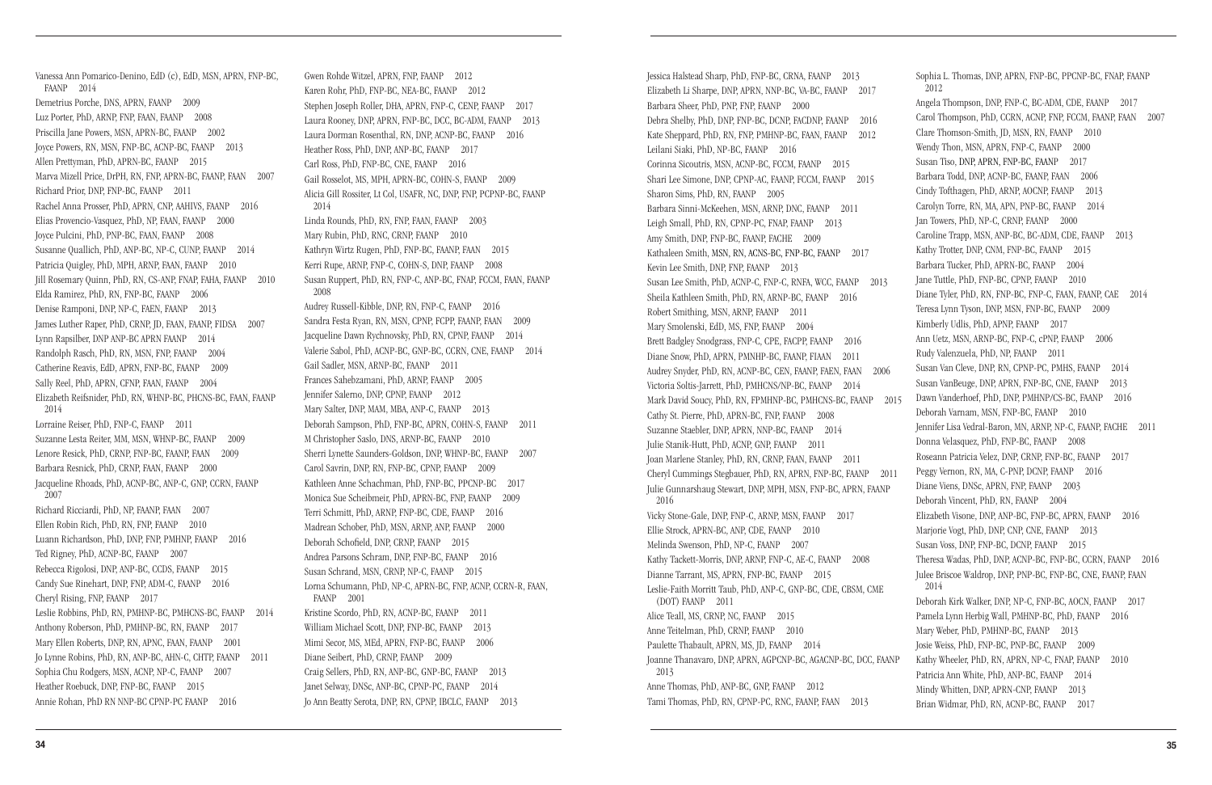Vanessa Ann Pomarico-Denino, EdD (c), EdD, MSN, APRN, FNP-BC, FAANP 2014
Demetrius Porche, DNS, APRN, FAANP 2009
Luz Porter, PhD, ARNP, FNP, FAAN, FAANP 2008
Priscilla Jane Powers, MSN, APRN-BC, FAANP 2002
Joyce Powers, RN, MSN, FNP-BC, ACNP-BC, FAANP 2013
Allen Prettyman, PhD, APRN-BC, FAANP 2015
Marva Mizell Price, DrPH, RN, FNP, APRN-BC, FAANP, FAAN 2007
Richard Prior, DNP, FNP-BC, FAANP 2011
Rachel Anna Prosser, PhD, APRN, CNP, AAHIVS, FAANP 2016
Elias Provencio-Vasquez, PhD, NP, FAAN, FAANP 2000
Joyce Pulcini, PhD, PNP-BC, FAAN, FAANP 2008
Susanne Quallich, PhD, ANP-BC, NP-C, CUNP, FAANP 2014
Patricia Quigley, PhD, MPH, ARNP, FAAN, FAANP 2010
Jill Rosemary Quinn, PhD, RN, CS-ANP, FNAP, FAHA, FAANP 2010
Elda Ramirez, PhD, RN, FNP-BC, FAANP 2006
Denise Ramponi, DNP, NP-C, FAEN, FAANP 2013
James Luther Raper, PhD, CRNP, JD, FAAN, FAANP, FIDSA 2007
Lynn Rapsilber, DNP ANP-BC APRN FAANP 2014
Randolph Rasch, PhD, RN, MSN, FNP, FAANP 2004
Catherine Reavis, EdD, APRN, FNP-BC, FAANP 2009
Sally Reel, PhD, APRN, CFNP, FAAN, FAANP 2004
Elizabeth Reifsnider, PhD, RN, WHNP-BC, PHCNS-BC, FAAN, FAANP 2014
Lorraine Reiser, PhD, FNP-C, FAANP 2011
Suzanne Lesta Reiter, MM, MSN, WHNP-BC, FAANP 2009
Lenore Resick, PhD, CRNP, FNP-BC, FAANP, FAAN 2009
Barbara Resnick, PhD, CRNP, FAAN, FAANP 2000
Jacqueline Rhoads, PhD, ACNP-BC, ANP-C, GNP, CCRN, FAANP 2007
Richard Ricciardi, PhD, NP, FAANP, FAAN 2007
Ellen Robin Rich, PhD, RN, FNP, FAANP 2010
Luann Richardson, PhD, DNP, FNP, PMHNP, FAANP 2016
Ted Rigney, PhD, ACNP-BC, FAANP 2007
Rebecca Rigolosi, DNP, ANP-BC, CCDS, FAANP 2015
Candy Sue Rinehart, DNP, FNP, ADM-C, FAANP 2016
Cheryl Rising, FNP, FAANP 2017
Leslie Robbins, PhD, RN, PMHNP-BC, PMHCNS-BC, FAANP 2014
Anthony Roberson, PhD, PMHNP-BC, RN, FAANP 2017
Mary Ellen Roberts, DNP, RN, APNC, FAAN, FAANP 2001
Jo Lynne Robins, PhD, RN, ANP-BC, AHN-C, CHTP, FAANP 2011
Sophia Chu Rodgers, MSN, ACNP, NP-C, FAANP 2007
Heather Roebuck, DNP, FNP-BC, FAANP 2015
Annie Rohan, PhD RN NNP-BC CPNP-PC FAANP 2016

Gwen Rohde Witzel, APRN, FNP, FAANP 2012
Karen Rohr, PhD, FNP-BC, NEA-BC, FAANP 2012
Stephen Joseph Roller, DHA, APRN, FNP-C, CENP, FAANP 2017
Laura Rooney, DNP, APRN, FNP-BC, DCC, BC-ADM, FAANP 2013
Laura Dorman Rosenthal, RN, DNP, ACNP-BC, FAANP 2016
Heather Ross, PhD, DNP, ANP-BC, FAANP 2017
Carl Ross, PhD, FNP-BC, CNE, FAANP 2016
Gail Rosselot, MS, MPH, APRN-BC, COHN-S, FAANP 2009
Alicia Gill Rossiter, Lt Col, USAFR, NC, DNP, FNP, PCPNP-BC, FAANP 2014
Linda Rounds, PhD, RN, FNP, FAAN, FAANP 2003
Mary Rubin, PhD, RNC, CRNP, FAANP 2010
Kathryn Wirtz Rugen, PhD, FNP-BC, FAANP, FAAN 2015
Kerri Rupe, ARNP, FNP-C, COHN-S, DNP, FAANP 2008
Susan Ruppert, PhD, RN, FNP-C, ANP-BC, FNAP, FCCM, FAAN, FAANP 2008
Audrey Russell-Kibble, DNP, RN, FNP-C, FAANP 2016
Sandra Festa Ryan, RN, MSN, CPNP, FCPP, FAANP, FAAN 2009
Jacqueline Dawn Rychnovsky, PhD, RN, CPNP, FAANP 2014
Valerie Sabol, PhD, ACNP-BC, GNP-BC, CCRN, CNE, FAANP 2014
Gail Sadler, MSN, ARNP-BC, FAANP 2011
Frances Sahebzamani, PhD, ARNP, FAANP 2005
Jennifer Salerno, DNP, CPNP, FAANP 2012
Mary Salter, DNP, MAM, MBA, ANP-C, FAANP 2013
Deborah Sampson, PhD, FNP-BC, APRN, COHN-S, FAANP 2011
M Christopher Saslo, DNS, ARNP-BC, FAANP 2010
Sherri Lynette Saunders-Goldson, DNP, WHNP-BC, FAANP 2007
Carol Savrin, DNP, RN, FNP-BC, CPNP, FAANP 2009
Kathleen Anne Schachman, PhD, FNP-BC, PPCNP-BC 2017
Monica Sue Scheibmeir, PhD, APRN-BC, FNP, FAANP 2009
Terri Schmitt, PhD, ARNP, FNP-BC, CDE, FAANP 2016
Madrean Schober, PhD, MSN, ARNP, ANP, FAANP 2000
Deborah Schofield, DNP, CRNP, FAANP 2015
Andrea Parsons Schram, DNP, FNP-BC, FAANP 2016
Susan Schrand, MSN, CRNP, NP-C, FAANP 2015
Lorna Schumann, PhD, NP-C, APRN-BC, FNP, ACNP, CCRN-R, FAAN, FAANP 2001
Kristine Scordo, PhD, RN, ACNP-BC, FAANP 2011
William Michael Scott, DNP, FNP-BC, FAANP 2013
Mimi Secor, MS, MEd, APRN, FNP-BC, FAANP 2006
Diane Seibert, PhD, CRNP, FAANP 2009
Craig Sellers, PhD, RN, ANP-BC, GNP-BC, FAANP 2013
Janet Selway, DNSc, ANP-BC, CPNP-PC, FAANP 2014
Jo Ann Beatty Serota, DNP, RN, CPNP, IBCLC, FAANP 2013

Jessica Halstead Sharp, PhD, FNP-BC, CRNA, FAANP 2013
Elizabeth Li Sharpe, DNP, APRN, NNP-BC, VA-BC, FAANP 2017
Barbara Sheer, PhD, PNP, FNP, FAANP 2000
Debra Shelby, PhD, DNP, FNP-BC, DCNP, FACDNP, FAANP 2016
Kate Sheppard, PhD, RN, FNP, PMHNP-BC, FAAN, FAANP 2012
Leilani Siaki, PhD, NP-BC, FAANP 2016
Corinna Sicoutris, MSN, ACNP-BC, FCCM, FAANP 2015
Shari Lee Simone, DNP, CPNP-AC, FAANP, FCCM, FAANP 2015
Sharon Sims, PhD, RN, FAANP 2005
Barbara Sinni-McKeehen, MSN, ARNP, DNC, FAANP 2011
Leigh Small, PhD, RN, CPNP-PC, FNAP, FAANP 2013
Amy Smith, DNP, FNP-BC, FAANP, FACHE 2009
Kathaleen Smith, MSN, RN, ACNS-BC, FNP-BC, FAANP 2017
Kevin Lee Smith, DNP, FNP, FAANP 2013
Susan Lee Smith, PhD, ACNP-C, FNP-C, RNFA, WCC, FAANP 2013
Sheila Kathleen Smith, PhD, RN, ARNP-BC, FAANP 2016
Robert Smithing, MSN, ARNP, FAANP 2011
Mary Smolenski, EdD, MS, FNP, FAANP 2004
Brett Badgley Snodgrass, FNP-C, CPE, FACPP, FAANP 2016
Diane Snow, PhD, APRN, PMNHP-BC, FAANP, FIAAN 2011
Audrey Snyder, PhD, RN, ACNP-BC, CEN, FAANP, FAEN, FAAN 2006
Victoria Soltis-Jarrett, PhD, PMHCNS/NP-BC, FAANP 2014
Mark David Soucy, PhD, RN, FPMHNP-BC, PMHCNS-BC, FAANP 2015
Cathy St. Pierre, PhD, APRN-BC, FNP, FAANP 2008
Suzanne Staebler, DNP, APRN, NNP-BC, FAANP 2014
Julie Stanik-Hutt, PhD, ACNP, GNP, FAANP 2011
Joan Marlene Stanley, PhD, RN, CRNP, FAAN, FAANP 2011
Cheryl Cummings Stegbauer, PhD, RN, APRN, FNP-BC, FAANP 2011
Julie Gunnarshaug Stewart, DNP, MPH, MSN, FNP-BC, APRN, FAANP 2016
Vicky Stone-Gale, DNP, FNP-C, ARNP, MSN, FAANP 2017
Ellie Strock, APRN-BC, ANP, CDE, FAANP 2010
Melinda Swenson, PhD, NP-C, FAANP 2007
Kathy Tackett-Morris, DNP, ARNP, FNP-C, AE-C, FAANP 2008
Dianne Tarrant, MS, APRN, FNP-BC, FAANP 2015
Leslie-Faith Morritt Taub, PhD, ANP-C, GNP-BC, CDE, CBSM, CME (DOT) FAANP 2011
Alice Teall, MS, CRNP, NC, FAANP 2015
Anne Teitelman, PhD, CRNP, FAANP 2010
Paulette Thabault, APRN, MS, JD, FAANP 2014
Joanne Thanavaro, DNP, APRN, AGPCNP-BC, AGACNP-BC, DCC, FAANP 2013
Anne Thomas, PhD, ANP-BC, GNP, FAANP 2012
Tami Thomas, PhD, RN, CPNP-PC, RNC, FAANP, FAAN 2013

Sophia L. Thomas, DNP, APRN, FNP-BC, PPCNP-BC, FNAP, FAANP 2012
Angela Thompson, DNP, FNP-C, BC-ADM, CDE, FAANP 2017
Carol Thompson, PhD, CCRN, ACNP, FNP, FCCM, FAANP, FAAN 2007
Clare Thomson-Smith, JD, MSN, RN, FAANP 2010
Wendy Thon, MSN, APRN, FNP-C, FAANP 2000
Susan Tiso, DNP, APRN, FNP-BC, FAANP 2017
Barbara Todd, DNP, ACNP-BC, FAANP, FAAN 2006
Cindy Tofthagen, PhD, ARNP, AOCNP, FAANP 2013
Carolyn Torre, RN, MA, APN, PNP-BC, FAANP 2014
Jan Towers, PhD, NP-C, CRNP, FAANP 2000
Caroline Trapp, MSN, ANP-BC, BC-ADM, CDE, FAANP 2013
Kathy Trotter, DNP, CNM, FNP-BC, FAANP 2015
Barbara Tucker, PhD, APRN-BC, FAANP 2004
Jane Tuttle, PhD, FNP-BC, CPNP, FAANP 2010
Diane Tyler, PhD, RN, FNP-BC, FNP-C, FAAN, FAANP, CAE 2014
Teresa Lynn Tyson, DNP, MSN, FNP-BC, FAANP 2009
Kimberly Udlis, PhD, APNP, FAANP 2017
Ann Uetz, MSN, ARNP-BC, FNP-C, cPNP, FAANP 2006
Rudy Valenzuela, PhD, NP, FAANP 2011
Susan Van Cleve, DNP, RN, CPNP-PC, PMHS, FAANP 2014
Susan VanBeuge, DNP, APRN, FNP-BC, CNE, FAANP 2013
Dawn Vanderhoef, PhD, DNP, PMHNP/CS-BC, FAANP 2016
Deborah Varnam, MSN, FNP-BC, FAANP 2010
Jennifer Lisa Vedral-Baron, MN, ARNP, NP-C, FAANP, FACHE 2011
Donna Velasquez, PhD, FNP-BC, FAANP 2008
Roseann Patricia Velez, DNP, CRNP, FNP-BC, FAANP 2017
Peggy Vernon, RN, MA, C-PNP, DCNP, FAANP 2016
Diane Viens, DNSc, APRN, FNP, FAANP 2003
Deborah Vincent, PhD, RN, FAANP 2004
Elizabeth Visone, DNP, ANP-BC, FNP-BC, APRN, FAANP 2016
Marjorie Vogt, PhD, DNP, CNP, CNE, FAANP 2013
Susan Voss, DNP, FNP-BC, DCNP, FAANP 2015
Theresa Wadas, PhD, DNP, ACNP-BC, FNP-BC, CCRN, FAANP 2016
Julee Briscoe Waldrop, DNP, PNP-BC, FNP-BC, CNE, FAANP, FAAN 2014
Deborah Kirk Walker, DNP, NP-C, FNP-BC, AOCN, FAANP 2017
Pamela Lynn Herbig Wall, PMHNP-BC, PhD, FAANP 2016
Mary Weber, PhD, PMHNP-BC, FAANP 2013
Josie Weiss, PhD, FNP-BC, PNP-BC, FAANP 2009
Kathy Wheeler, PhD, RN, APRN, NP-C, FNAP, FAANP 2010
Patricia Ann White, PhD, ANP-BC, FAANP 2014
Mindy Whitten, DNP, APRN-CNP, FAANP 2013
Brian Widmar, PhD, RN, ACNP-BC, FAANP 2017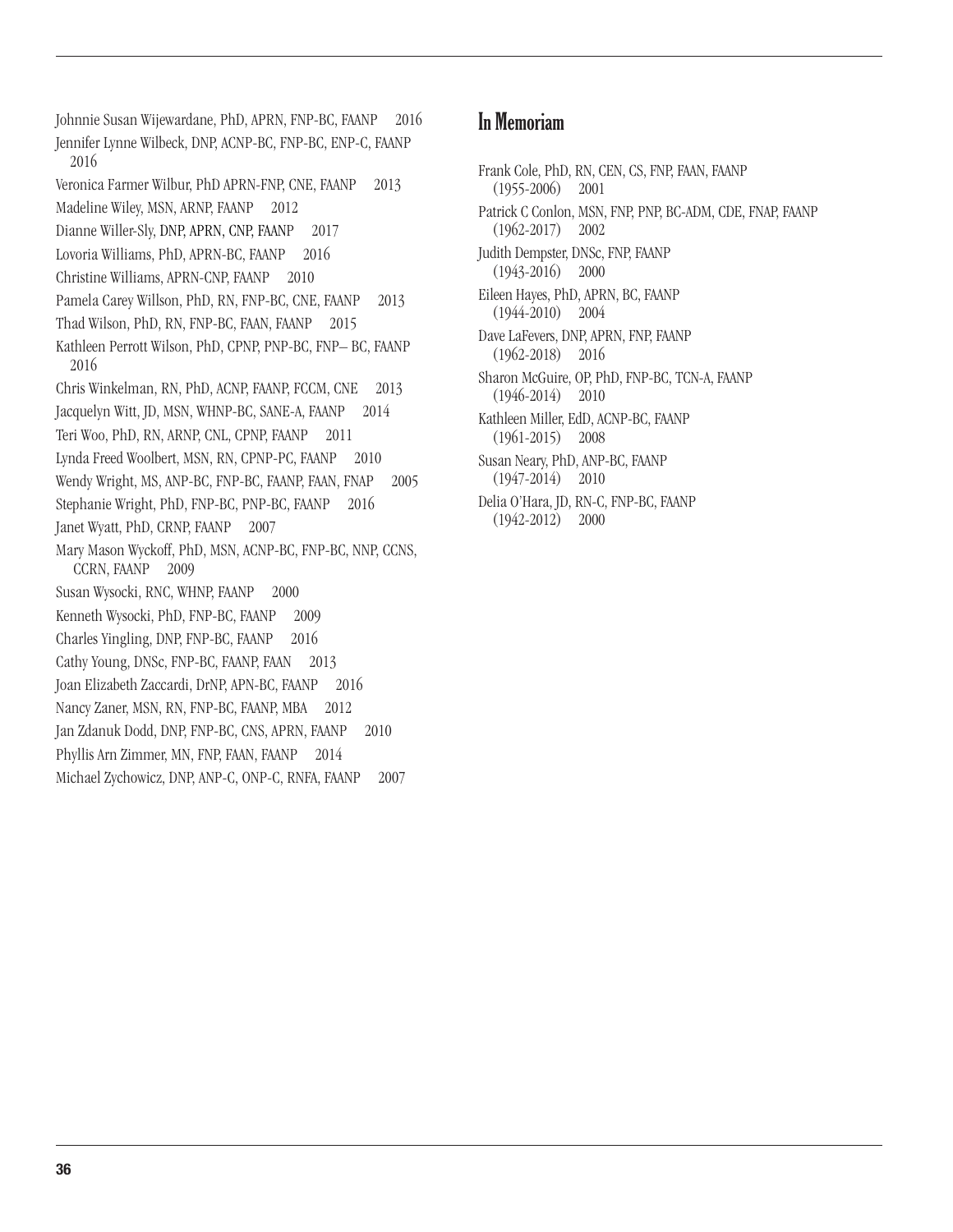Johnnie Susan Wijewardane, PhD, APRN, FNP-BC, FAANP 2016

Jennifer Lynne Wilbeck, DNP, ACNP-BC, FNP-BC, ENP-C, FAANP 2016

Veronica Farmer Wilbur, PhD APRN-FNP, CNE, FAANP 2013

Madeline Wiley, MSN, ARNP, FAANP 2012

Dianne Willer-Sly, DNP, APRN, CNP, FAANP 2017

Lovoria Williams, PhD, APRN-BC, FAANP 2016

Christine Williams, APRN-CNP, FAANP 2010

Pamela Carey Willson, PhD, RN, FNP-BC, CNE, FAANP 2013

Thad Wilson, PhD, RN, FNP-BC, FAAN, FAANP 2015

Kathleen Perrott Wilson, PhD, CPNP, PNP-BC, FNP– BC, FAANP 2016

Chris Winkelman, RN, PhD, ACNP, FAANP, FCCM, CNE 2013

Jacquelyn Witt, JD, MSN, WHNP-BC, SANE-A, FAANP 2014

Teri Woo, PhD, RN, ARNP, CNL, CPNP, FAANP 2011

Lynda Freed Woolbert, MSN, RN, CPNP-PC, FAANP 2010

Wendy Wright, MS, ANP-BC, FNP-BC, FAANP, FAAN, FNAP 2005

Stephanie Wright, PhD, FNP-BC, PNP-BC, FAANP 2016

Janet Wyatt, PhD, CRNP, FAANP 2007

Mary Mason Wyckoff, PhD, MSN, ACNP-BC, FNP-BC, NNP, CCNS, CCRN, FAANP 2009

Susan Wysocki, RNC, WHNP, FAANP 2000

Kenneth Wysocki, PhD, FNP-BC, FAANP 2009

Charles Yingling, DNP, FNP-BC, FAANP 2016

Cathy Young, DNSc, FNP-BC, FAANP, FAAN 2013

Joan Elizabeth Zaccardi, DrNP, APN-BC, FAANP 2016

Nancy Zaner, MSN, RN, FNP-BC, FAANP, MBA 2012

Jan Zdanuk Dodd, DNP, FNP-BC, CNS, APRN, FAANP 2010

Phyllis Arn Zimmer, MN, FNP, FAAN, FAANP 2014

Michael Zychowicz, DNP, ANP-C, ONP-C, RNFA, FAANP 2007

## In Memoriam

Frank Cole, PhD, RN, CEN, CS, FNP, FAAN, FAANP (1955-2006) 2001

Patrick C Conlon, MSN, FNP, PNP, BC-ADM, CDE, FNAP, FAANP (1962-2017) 2002

Judith Dempster, DNSc, FNP, FAANP (1943-2016) 2000

Eileen Hayes, PhD, APRN, BC, FAANP (1944-2010) 2004

Dave LaFevers, DNP, APRN, FNP, FAANP (1962-2018) 2016

Sharon McGuire, OP, PhD, FNP-BC, TCN-A, FAANP (1946-2014) 2010

Kathleen Miller, EdD, ACNP-BC, FAANP (1961-2015) 2008

Susan Neary, PhD, ANP-BC, FAANP (1947-2014) 2010

Delia O'Hara, JD, RN-C, FNP-BC, FAANP (1942-2012) 2000